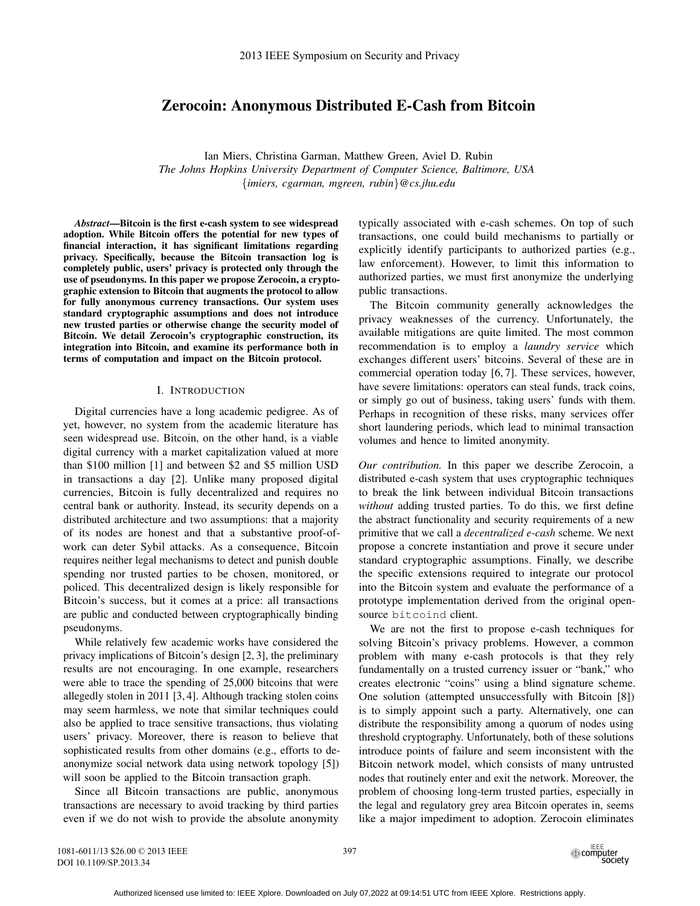# Zerocoin: Anonymous Distributed E-Cash from Bitcoin

Ian Miers, Christina Garman, Matthew Green, Aviel D. Rubin

*The Johns Hopkins University Department of Computer Science, Baltimore, USA*

*{imiers, cgarman, mgreen, rubin}@cs.jhu.edu*

***Abstract*—Bitcoin is the first e-cash system to see widespread adoption. While Bitcoin offers the potential for new types of financial interaction, it has significant limitations regarding privacy. Specifically, because the Bitcoin transaction log is completely public, users' privacy is protected only through the use of pseudonyms. In this paper we propose Zerocoin, a cryptographic extension to Bitcoin that augments the protocol to allow for fully anonymous currency transactions. Our system uses standard cryptographic assumptions and does not introduce new trusted parties or otherwise change the security model of Bitcoin. We detail Zerocoin's cryptographic construction, its integration into Bitcoin, and examine its performance both in terms of computation and impact on the Bitcoin protocol.**

## I. Introduction

Digital currencies have a long academic pedigree. As of yet, however, no system from the academic literature has seen widespread use. Bitcoin, on the other hand, is a viable digital currency with a market capitalization valued at more than \$100 million [1] and between \$2 and \$5 million USD in transactions a day [2]. Unlike many proposed digital currencies, Bitcoin is fully decentralized and requires no central bank or authority. Instead, its security depends on a distributed architecture and two assumptions: that a majority of its nodes are honest and that a substantive proof-of-work can deter Sybil attacks. As a consequence, Bitcoin requires neither legal mechanisms to detect and punish double spending nor trusted parties to be chosen, monitored, or policed. This decentralized design is likely responsible for Bitcoin's success, but it comes at a price: all transactions are public and conducted between cryptographically binding pseudonyms.

While relatively few academic works have considered the privacy implications of Bitcoin's design [2, 3], the preliminary results are not encouraging. In one example, researchers were able to trace the spending of 25,000 bitcoins that were allegedly stolen in 2011 [3, 4]. Although tracking stolen coins may seem harmless, we note that similar techniques could also be applied to trace sensitive transactions, thus violating users' privacy. Moreover, there is reason to believe that sophisticated results from other domains (e.g., efforts to de-anonymize social network data using network topology [5]) will soon be applied to the Bitcoin transaction graph.

Since all Bitcoin transactions are public, anonymous transactions are necessary to avoid tracking by third parties even if we do not wish to provide the absolute anonymity typically associated with e-cash schemes. On top of such transactions, one could build mechanisms to partially or explicitly identify participants to authorized parties (e.g., law enforcement). However, to limit this information to authorized parties, we must first anonymize the underlying public transactions.

The Bitcoin community generally acknowledges the privacy weaknesses of the currency. Unfortunately, the available mitigations are quite limited. The most common recommendation is to employ a *laundry service* which exchanges different users' bitcoins. Several of these are in commercial operation today [6, 7]. These services, however, have severe limitations: operators can steal funds, track coins, or simply go out of business, taking users' funds with them. Perhaps in recognition of these risks, many services offer short laundering periods, which lead to minimal transaction volumes and hence to limited anonymity.

*Our contribution.* In this paper we describe Zerocoin, a distributed e-cash system that uses cryptographic techniques to break the link between individual Bitcoin transactions *without* adding trusted parties. To do this, we first define the abstract functionality and security requirements of a new primitive that we call a *decentralized e-cash* scheme. We next propose a concrete instantiation and prove it secure under standard cryptographic assumptions. Finally, we describe the specific extensions required to integrate our protocol into the Bitcoin system and evaluate the performance of a prototype implementation derived from the original open-source `bitcoind` client.

We are not the first to propose e-cash techniques for solving Bitcoin's privacy problems. However, a common problem with many e-cash protocols is that they rely fundamentally on a trusted currency issuer or "bank," who creates electronic "coins" using a blind signature scheme. One solution (attempted unsuccessfully with Bitcoin [8]) is to simply appoint such a party. Alternatively, one can distribute the responsibility among a quorum of nodes using threshold cryptography. Unfortunately, both of these solutions introduce points of failure and seem inconsistent with the Bitcoin network model, which consists of many untrusted nodes that routinely enter and exit the network. Moreover, the problem of choosing long-term trusted parties, especially in the legal and regulatory grey area Bitcoin operates in, seems like a major impediment to adoption. Zerocoin eliminates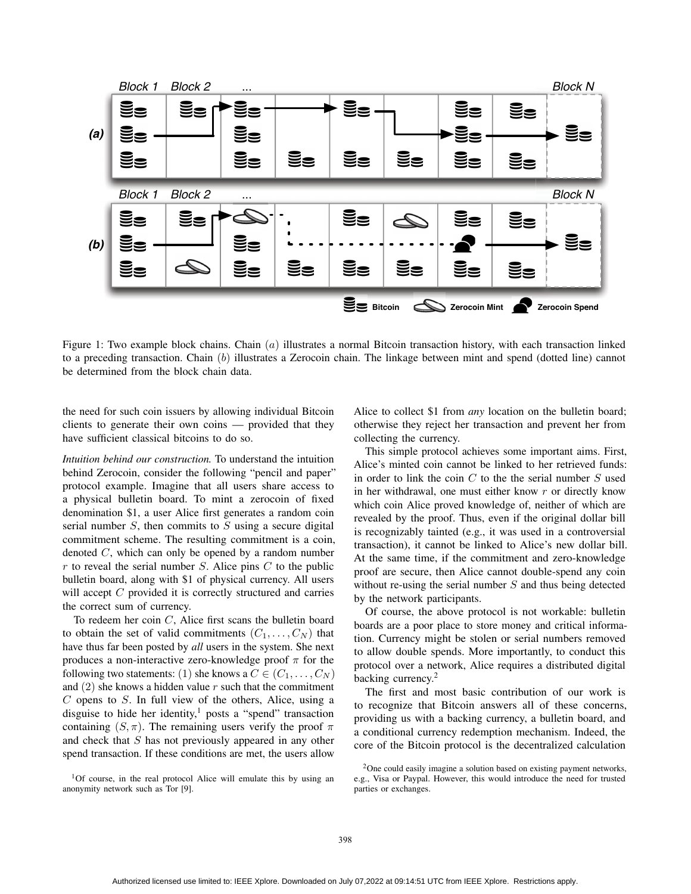Figure 1: Two example block chains. Chain $(a)$ illustrates a normal Bitcoin transaction history, with each transaction linked to a preceding transaction. Chain $(b)$ illustrates a Zerocoin chain. The linkage between mint and spend (dotted line) cannot be determined from the block chain data.

the need for such coin issuers by allowing individual Bitcoin clients to generate their own coins — provided that they have sufficient classical bitcoins to do so.

*Intuition behind our construction.* To understand the intuition behind Zerocoin, consider the following "pencil and paper" protocol example. Imagine that all users share access to a physical bulletin board. To mint a zerocoin of fixed denomination \$1, a user Alice first generates a random coin serial number $S$, then commits to $S$ using a secure digital commitment scheme. The resulting commitment is a coin, denoted $C$, which can only be opened by a random number $r$ to reveal the serial number $S$. Alice pins $C$ to the public bulletin board, along with \$1 of physical currency. All users will accept $C$ provided it is correctly structured and carries the correct sum of currency.

To redeem her coin $C$, Alice first scans the bulletin board to obtain the set of valid commitments $(C_1, \ldots, C_N)$ that have thus far been posted by *all* users in the system. She next produces a non-interactive zero-knowledge proof $\pi$ for the following two statements: $(1)$ she knows a $C \in (C_1, \ldots, C_N)$ and $(2)$ she knows a hidden value $r$ such that the commitment $C$ opens to $S$. In full view of the others, Alice, using a disguise to hide her identity,[1] posts a "spend" transaction containing $(S, \pi)$. The remaining users verify the proof $\pi$ and check that $S$ has not previously appeared in any other spend transaction. If these conditions are met, the users allow Alice to collect \$1 from *any* location on the bulletin board; otherwise they reject her transaction and prevent her from collecting the currency.

This simple protocol achieves some important aims. First, Alice's minted coin cannot be linked to her retrieved funds: in order to link the coin $C$ to the the serial number $S$ used in her withdrawal, one must either know $r$ or directly know which coin Alice proved knowledge of, neither of which are revealed by the proof. Thus, even if the original dollar bill is recognizably tainted (e.g., it was used in a controversial transaction), it cannot be linked to Alice's new dollar bill. At the same time, if the commitment and zero-knowledge proof are secure, then Alice cannot double-spend any coin without re-using the serial number $S$ and thus being detected by the network participants.

Of course, the above protocol is not workable: bulletin boards are a poor place to store money and critical information. Currency might be stolen or serial numbers removed to allow double spends. More importantly, to conduct this protocol over a network, Alice requires a distributed digital backing currency.[2]

The first and most basic contribution of our work is to recognize that Bitcoin answers all of these concerns, providing us with a backing currency, a bulletin board, and a conditional currency redemption mechanism. Indeed, the core of the Bitcoin protocol is the decentralized calculation

[1] Of course, in the real protocol Alice will emulate this by using an anonymity network such as Tor [9].

[2] One could easily imagine a solution based on existing payment networks, e.g., Visa or Paypal. However, this would introduce the need for trusted parties or exchanges.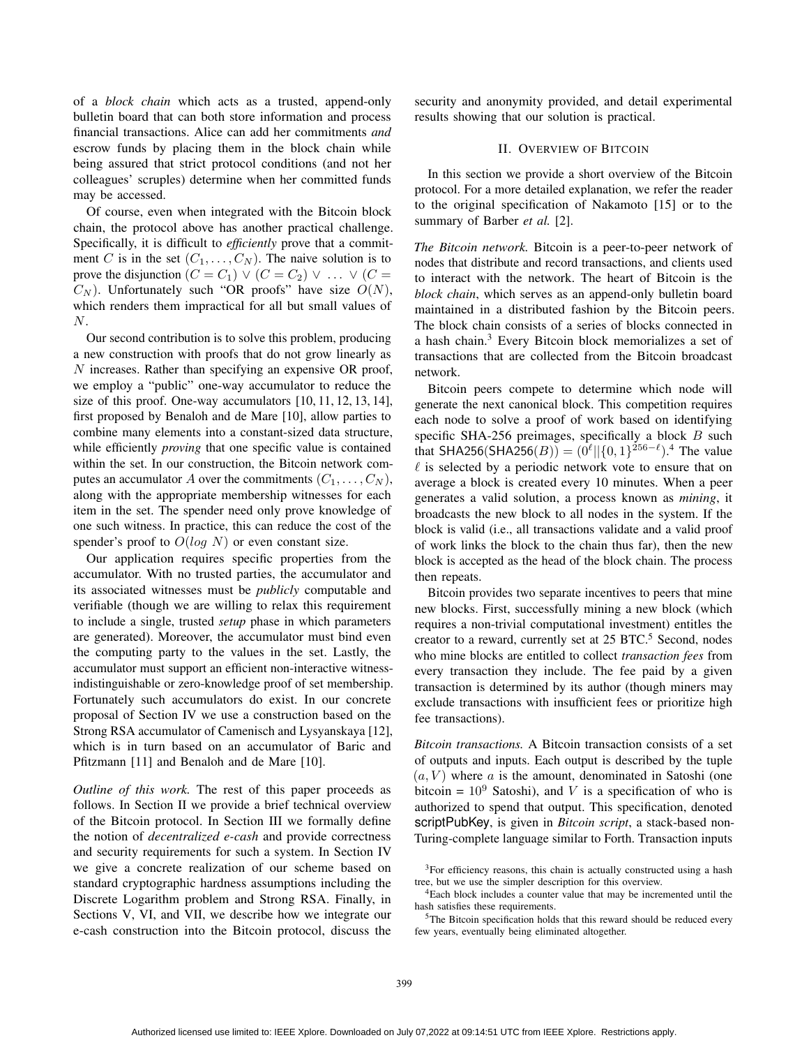of a *block chain* which acts as a trusted, append-only bulletin board that can both store information and process financial transactions. Alice can add her commitments *and* escrow funds by placing them in the block chain while being assured that strict protocol conditions (and not her colleagues' scruples) determine when her committed funds may be accessed.

Of course, even when integrated with the Bitcoin block chain, the protocol above has another practical challenge. Specifically, it is difficult to *efficiently* prove that a commitment $C$ is in the set $(C_1, \ldots, C_N)$. The naive solution is to prove the disjunction $(C = C_1) \vee (C = C_2) \vee \ldots \vee (C = C_N)$. Unfortunately such "OR proofs" have size $O(N)$, which renders them impractical for all but small values of $N$.

Our second contribution is to solve this problem, producing a new construction with proofs that do not grow linearly as $N$ increases. Rather than specifying an expensive OR proof, we employ a "public" one-way accumulator to reduce the size of this proof. One-way accumulators [10, 11, 12, 13, 14], first proposed by Benaloh and de Mare [10], allow parties to combine many elements into a constant-sized data structure, while efficiently *proving* that one specific value is contained within the set. In our construction, the Bitcoin network computes an accumulator $A$ over the commitments $(C_1, \ldots, C_N)$, along with the appropriate membership witnesses for each item in the set. The spender need only prove knowledge of one such witness. In practice, this can reduce the cost of the spender's proof to $O(log\ N)$ or even constant size.

Our application requires specific properties from the accumulator. With no trusted parties, the accumulator and its associated witnesses must be *publicly* computable and verifiable (though we are willing to relax this requirement to include a single, trusted *setup* phase in which parameters are generated). Moreover, the accumulator must bind even the computing party to the values in the set. Lastly, the accumulator must support an efficient non-interactive witness-indistinguishable or zero-knowledge proof of set membership. Fortunately such accumulators do exist. In our concrete proposal of Section IV we use a construction based on the Strong RSA accumulator of Camenisch and Lysyanskaya [12], which is in turn based on an accumulator of Baric and Pfitzmann [11] and Benaloh and de Mare [10].

*Outline of this work.* The rest of this paper proceeds as follows. In Section II we provide a brief technical overview of the Bitcoin protocol. In Section III we formally define the notion of *decentralized e-cash* and provide correctness and security requirements for such a system. In Section IV we give a concrete realization of our scheme based on standard cryptographic hardness assumptions including the Discrete Logarithm problem and Strong RSA. Finally, in Sections V, VI, and VII, we describe how we integrate our e-cash construction into the Bitcoin protocol, discuss the security and anonymity provided, and detail experimental results showing that our solution is practical.

## II. Overview of Bitcoin

In this section we provide a short overview of the Bitcoin protocol. For a more detailed explanation, we refer the reader to the original specification of Nakamoto [15] or to the summary of Barber *et al.* [2].

*The Bitcoin network.* Bitcoin is a peer-to-peer network of nodes that distribute and record transactions, and clients used to interact with the network. The heart of Bitcoin is the *block chain*, which serves as an append-only bulletin board maintained in a distributed fashion by the Bitcoin peers. The block chain consists of a series of blocks connected in a hash chain.[3] Every Bitcoin block memorializes a set of transactions that are collected from the Bitcoin broadcast network.

Bitcoin peers compete to determine which node will generate the next canonical block. This competition requires each node to solve a proof of work based on identifying specific SHA-256 preimages, specifically a block $B$ such that $\mathsf{SHA256}(\mathsf{SHA256}(B)) = (0^\ell || \{0,1\}^{256-\ell})$.[4] The value $\ell$ is selected by a periodic network vote to ensure that on average a block is created every 10 minutes. When a peer generates a valid solution, a process known as *mining*, it broadcasts the new block to all nodes in the system. If the block is valid (i.e., all transactions validate and a valid proof of work links the block to the chain thus far), then the new block is accepted as the head of the block chain. The process then repeats.

Bitcoin provides two separate incentives to peers that mine new blocks. First, successfully mining a new block (which requires a non-trivial computational investment) entitles the creator to a reward, currently set at 25 BTC.[5] Second, nodes who mine blocks are entitled to collect *transaction fees* from every transaction they include. The fee paid by a given transaction is determined by its author (though miners may exclude transactions with insufficient fees or prioritize high fee transactions).

*Bitcoin transactions.* A Bitcoin transaction consists of a set of outputs and inputs. Each output is described by the tuple $(a, V)$ where $a$ is the amount, denominated in Satoshi (one bitcoin = $10^9$ Satoshi), and $V$ is a specification of who is authorized to spend that output. This specification, denoted scriptPubKey, is given in *Bitcoin script*, a stack-based non-Turing-complete language similar to Forth. Transaction inputs

[3] For efficiency reasons, this chain is actually constructed using a hash tree, but we use the simpler description for this overview.

[4] Each block includes a counter value that may be incremented until the hash satisfies these requirements.

[5] The Bitcoin specification holds that this reward should be reduced every few years, eventually being eliminated altogether.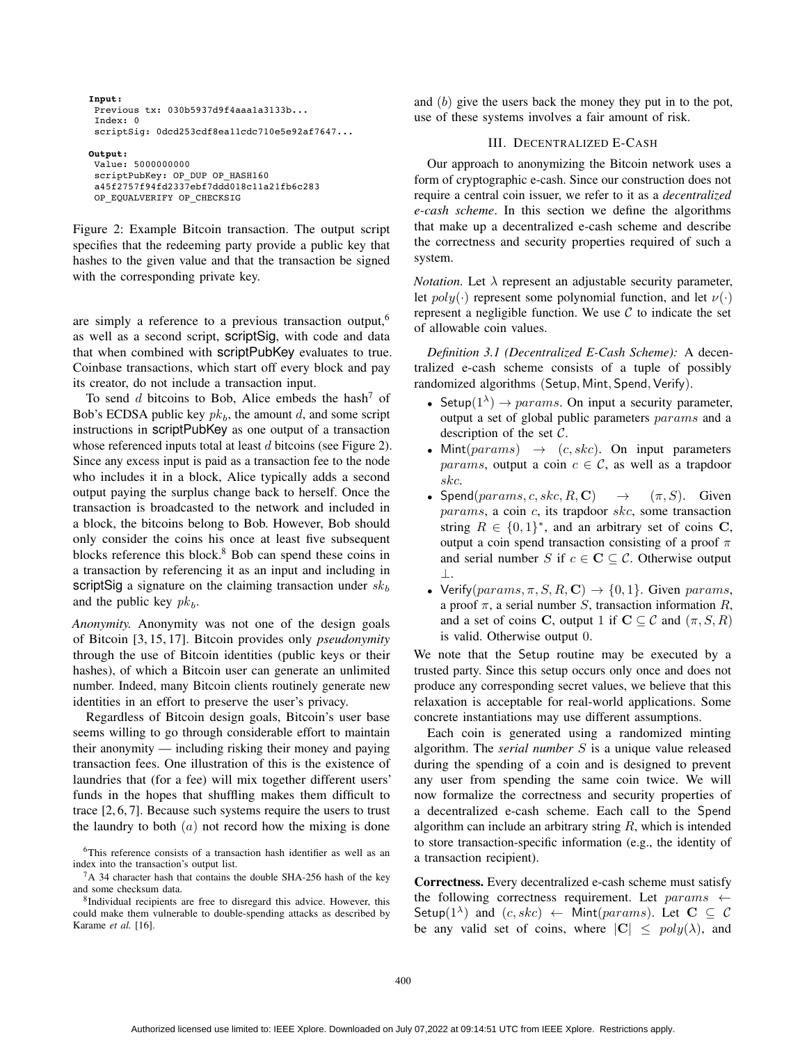```
Input:
 Previous tx: 030b5937d9f4aaa1a3133b...
 Index: 0
 scriptSig: 0dcd253cdf8ea11cdc710e5e92af7647...

Output:
 Value: 5000000000
 scriptPubKey: OP_DUP OP_HASH160
 a45f2757f94fd2337ebf7ddd018c11a21fb6c283
 OP_EQUALVERIFY OP_CHECKSIG
```

Figure 2: Example Bitcoin transaction. The output script specifies that the redeeming party provide a public key that hashes to the given value and that the transaction be signed with the corresponding private key.

are simply a reference to a previous transaction output,[6] as well as a second script, scriptSig, with code and data that when combined with scriptPubKey evaluates to true. Coinbase transactions, which start off every block and pay its creator, do not include a transaction input.

To send $d$ bitcoins to Bob, Alice embeds the hash[7] of Bob's ECDSA public key $pk_b$, the amount $d$, and some script instructions in scriptPubKey as one output of a transaction whose referenced inputs total at least $d$ bitcoins (see Figure 2). Since any excess input is paid as a transaction fee to the node who includes it in a block, Alice typically adds a second output paying the surplus change back to herself. Once the transaction is broadcasted to the network and included in a block, the bitcoins belong to Bob. However, Bob should only consider the coins his once at least five subsequent blocks reference this block.[8] Bob can spend these coins in a transaction by referencing it as an input and including in scriptSig a signature on the claiming transaction under $sk_b$ and the public key $pk_b$.

*Anonymity.* Anonymity was not one of the design goals of Bitcoin [3, 15, 17]. Bitcoin provides only *pseudonymity* through the use of Bitcoin identities (public keys or their hashes), of which a Bitcoin user can generate an unlimited number. Indeed, many Bitcoin clients routinely generate new identities in an effort to preserve the user's privacy.

Regardless of Bitcoin design goals, Bitcoin's user base seems willing to go through considerable effort to maintain their anonymity — including risking their money and paying transaction fees. One illustration of this is the existence of laundries that (for a fee) will mix together different users' funds in the hopes that shuffling makes them difficult to trace [2, 6, 7]. Because such systems require the users to trust the laundry to both $(a)$ not record how the mixing is done and $(b)$ give the users back the money they put in to the pot, use of these systems involves a fair amount of risk.

## III. Decentralized E-Cash

Our approach to anonymizing the Bitcoin network uses a form of cryptographic e-cash. Since our construction does not require a central coin issuer, we refer to it as a *decentralized e-cash scheme*. In this section we define the algorithms that make up a decentralized e-cash scheme and describe the correctness and security properties required of such a system.

*Notation.* Let $\lambda$ represent an adjustable security parameter, let $poly(\cdot)$ represent some polynomial function, and let $\nu(\cdot)$ represent a negligible function. We use $\mathcal{C}$ to indicate the set of allowable coin values.

*Definition 3.1 (Decentralized E-Cash Scheme):* A decentralized e-cash scheme consists of a tuple of possibly randomized algorithms $(\mathsf{Setup}, \mathsf{Mint}, \mathsf{Spend}, \mathsf{Verify})$.

- $\mathsf{Setup}(1^\lambda) \rightarrow params$. On input a security parameter, output a set of global public parameters $params$ and a description of the set $\mathcal{C}$.
- $\mathsf{Mint}(params) \rightarrow (c, skc)$. On input parameters $params$, output a coin $c \in \mathcal{C}$, as well as a trapdoor $skc$.
- $\mathsf{Spend}(params, c, skc, R, \mathbf{C}) \rightarrow (\pi, S)$. Given $params$, a coin $c$, its trapdoor $skc$, some transaction string $R \in \{0,1\}^*$, and an arbitrary set of coins $\mathbf{C}$, output a coin spend transaction consisting of a proof $\pi$ and serial number $S$ if $c \in \mathbf{C} \subseteq \mathcal{C}$. Otherwise output $\perp$.
- $\mathsf{Verify}(params, \pi, S, R, \mathbf{C}) \rightarrow \{0,1\}$. Given $params$, a proof $\pi$, a serial number $S$, transaction information $R$, and a set of coins $\mathbf{C}$, output 1 if $\mathbf{C} \subseteq \mathcal{C}$ and $(\pi, S, R)$ is valid. Otherwise output 0.

We note that the Setup routine may be executed by a trusted party. Since this setup occurs only once and does not produce any corresponding secret values, we believe that this relaxation is acceptable for real-world applications. Some concrete instantiations may use different assumptions.

Each coin is generated using a randomized minting algorithm. The *serial number* $S$ is a unique value released during the spending of a coin and is designed to prevent any user from spending the same coin twice. We will now formalize the correctness and security properties of a decentralized e-cash scheme. Each call to the Spend algorithm can include an arbitrary string $R$, which is intended to store transaction-specific information (e.g., the identity of a transaction recipient).

**Correctness.** Every decentralized e-cash scheme must satisfy the following correctness requirement. Let $params \leftarrow \mathsf{Setup}(1^\lambda)$ and $(c, skc) \leftarrow \mathsf{Mint}(params)$. Let $\mathbf{C} \subseteq \mathcal{C}$ be any valid set of coins, where $|\mathbf{C}| \leq poly(\lambda)$, and

[6] This reference consists of a transaction hash identifier as well as an index into the transaction's output list.

[7] A 34 character hash that contains the double SHA-256 hash of the key and some checksum data.

[8] Individual recipients are free to disregard this advice. However, this could make them vulnerable to double-spending attacks as described by Karame *et al.* [16].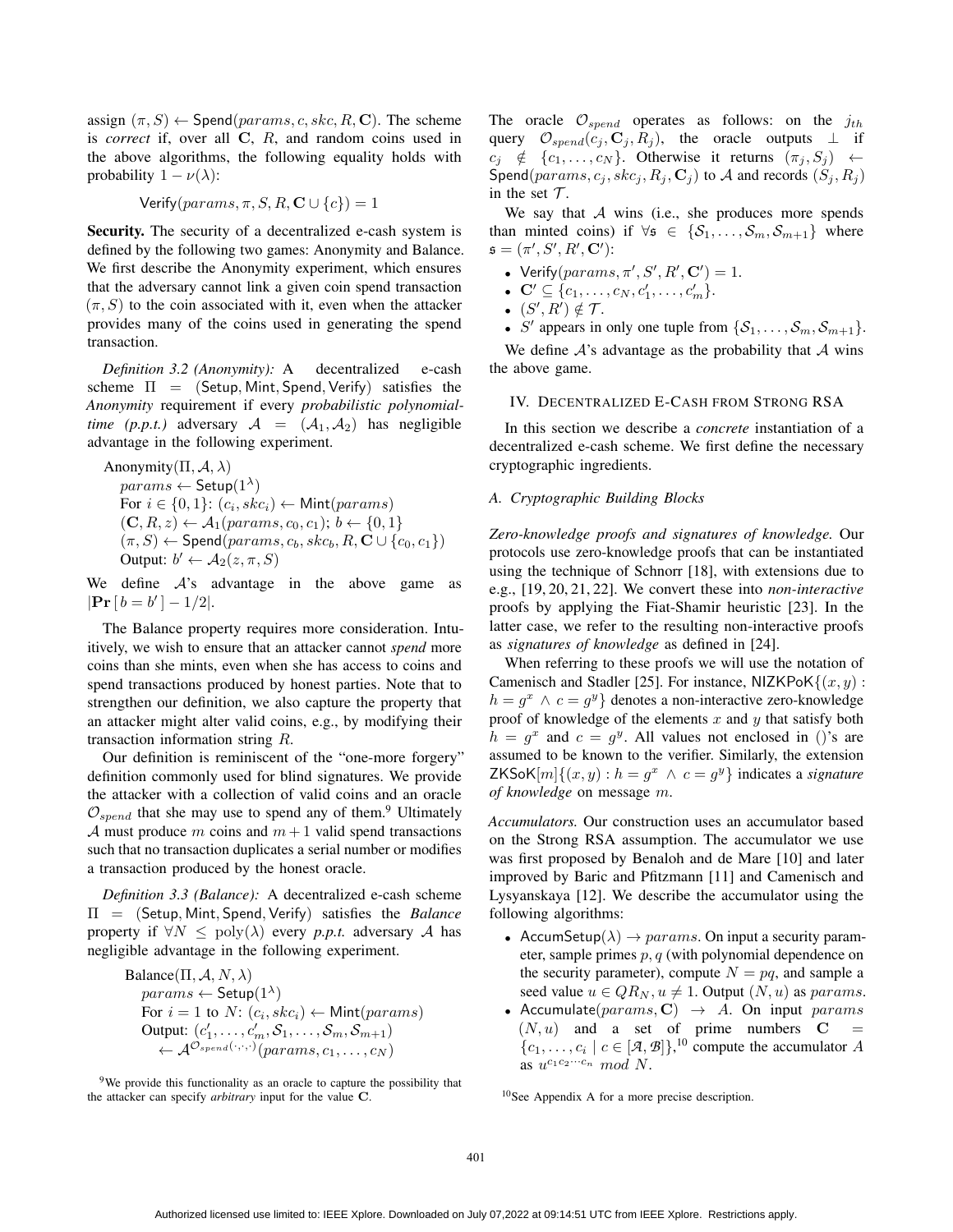assign $(\pi, S) \leftarrow \mathsf{Spend}(params, c, skc, R, \mathbf{C})$. The scheme is *correct* if, over all $\mathbf{C}$, $R$, and random coins used in the above algorithms, the following equality holds with probability $1 - \nu(\lambda)$:

$$\mathsf{Verify}(params, \pi, S, R, \mathbf{C} \cup \{c\}) = 1$$

**Security.** The security of a decentralized e-cash system is defined by the following two games: Anonymity and Balance. We first describe the Anonymity experiment, which ensures that the adversary cannot link a given coin spend transaction $(\pi, S)$ to the coin associated with it, even when the attacker provides many of the coins used in generating the spend transaction.

*Definition 3.2 (Anonymity):* A decentralized e-cash scheme $\Pi = (\mathsf{Setup}, \mathsf{Mint}, \mathsf{Spend}, \mathsf{Verify})$ satisfies the *Anonymity* requirement if every *probabilistic polynomial-time (p.p.t.)* adversary $\mathcal{A} = (\mathcal{A}_1, \mathcal{A}_2)$ has negligible advantage in the following experiment.

Anonymity$(\Pi, \mathcal{A}, \lambda)$
$params \leftarrow \mathsf{Setup}(1^\lambda)$
For $i \in \{0, 1\}$: $(c_i, skc_i) \leftarrow \mathsf{Mint}(params)$
$(\mathbf{C}, R, z) \leftarrow \mathcal{A}_1(params, c_0, c_1)$; $b \leftarrow \{0, 1\}$
$(\pi, S) \leftarrow \mathsf{Spend}(params, c_b, skc_b, R, \mathbf{C} \cup \{c_0, c_1\})$
Output: $b' \leftarrow \mathcal{A}_2(z, \pi, S)$

We define $\mathcal{A}$'s advantage in the above game as $|\mathbf{Pr}\left[ b = b' \right] - 1/2|$.

The Balance property requires more consideration. Intuitively, we wish to ensure that an attacker cannot *spend* more coins than she mints, even when she has access to coins and spend transactions produced by honest parties. Note that to strengthen our definition, we also capture the property that an attacker might alter valid coins, e.g., by modifying their transaction information string $R$.

Our definition is reminiscent of the "one-more forgery" definition commonly used for blind signatures. We provide the attacker with a collection of valid coins and an oracle $\mathcal{O}_{spend}$ that she may use to spend any of them.[9] Ultimately $\mathcal{A}$ must produce $m$ coins and $m+1$ valid spend transactions such that no transaction duplicates a serial number or modifies a transaction produced by the honest oracle.

*Definition 3.3 (Balance):* A decentralized e-cash scheme $\Pi = (\mathsf{Setup}, \mathsf{Mint}, \mathsf{Spend}, \mathsf{Verify})$ satisfies the *Balance* property if $\forall N \leq \text{poly}(\lambda)$ every *p.p.t.* adversary $\mathcal{A}$ has negligible advantage in the following experiment.

Balance$(\Pi, \mathcal{A}, N, \lambda)$
$params \leftarrow \mathsf{Setup}(1^\lambda)$
For $i = 1$ to $N$: $(c_i, skc_i) \leftarrow \mathsf{Mint}(params)$
Output: $(c'_1, \ldots, c'_m, \mathcal{S}_1, \ldots, \mathcal{S}_m, \mathcal{S}_{m+1})$
$\leftarrow \mathcal{A}^{\mathcal{O}_{spend}(\cdot,\cdot,\cdot)}(params, c_1, \ldots, c_N)$

[9]We provide this functionality as an oracle to capture the possibility that the attacker can specify *arbitrary* input for the value $\mathbf{C}$.

The oracle $\mathcal{O}_{spend}$ operates as follows: on the $j_{th}$ query $\mathcal{O}_{spend}(c_j, \mathbf{C}_j, R_j)$, the oracle outputs $\perp$ if $c_j \notin \{c_1, \ldots, c_N\}$. Otherwise it returns $(\pi_j, S_j) \leftarrow \mathsf{Spend}(params, c_j, skc_j, R_j, \mathbf{C}_j)$ to $\mathcal{A}$ and records $(S_j, R_j)$ in the set $\mathcal{T}$.

We say that $\mathcal{A}$ wins (i.e., she produces more spends than minted coins) if $\forall \mathfrak{s} \in \{\mathcal{S}_1, \ldots, \mathcal{S}_m, \mathcal{S}_{m+1}\}$ where $\mathfrak{s} = (\pi', S', R', \mathbf{C}')$:

- $\mathsf{Verify}(params, \pi', S', R', \mathbf{C}') = 1$.
- $\mathbf{C}' \subseteq \{c_1, \ldots, c_N, c'_1, \ldots, c'_m\}$.
- $(S', R') \notin \mathcal{T}$.
- $S'$ appears in only one tuple from $\{\mathcal{S}_1, \ldots, \mathcal{S}_m, \mathcal{S}_{m+1}\}$.

We define $\mathcal{A}$'s advantage as the probability that $\mathcal{A}$ wins the above game.

## IV. Decentralized E-Cash from Strong RSA

In this section we describe a *concrete* instantiation of a decentralized e-cash scheme. We first define the necessary cryptographic ingredients.

### A. Cryptographic Building Blocks

*Zero-knowledge proofs and signatures of knowledge.* Our protocols use zero-knowledge proofs that can be instantiated using the technique of Schnorr [18], with extensions due to e.g., [19, 20, 21, 22]. We convert these into *non-interactive* proofs by applying the Fiat-Shamir heuristic [23]. In the latter case, we refer to the resulting non-interactive proofs as *signatures of knowledge* as defined in [24].

When referring to these proofs we will use the notation of Camenisch and Stadler [25]. For instance, $\mathsf{NIZKPoK}\{(x, y) : h = g^x \wedge c = g^y\}$ denotes a non-interactive zero-knowledge proof of knowledge of the elements $x$ and $y$ that satisfy both $h = g^x$ and $c = g^y$. All values not enclosed in ()'s are assumed to be known to the verifier. Similarly, the extension $\mathsf{ZKSoK}[m]\{(x, y) : h = g^x \wedge c = g^y\}$ indicates a *signature of knowledge* on message $m$.

*Accumulators.* Our construction uses an accumulator based on the Strong RSA assumption. The accumulator we use was first proposed by Benaloh and de Mare [10] and later improved by Baric and Pfitzmann [11] and Camenisch and Lysyanskaya [12]. We describe the accumulator using the following algorithms:

- $\mathsf{AccumSetup}(\lambda) \rightarrow params$. On input a security parameter, sample primes $p, q$ (with polynomial dependence on the security parameter), compute $N = pq$, and sample a seed value $u \in QR_N, u \neq 1$. Output $(N, u)$ as $params$.
- $\mathsf{Accumulate}(params, \mathbf{C}) \rightarrow A$. On input $params$ $(N, u)$ and a set of prime numbers $\mathbf{C} = \{c_1, \ldots, c_i \mid c \in [\mathcal{A}, \mathcal{B}]\}$,[10] compute the accumulator $A$ as $u^{c_1 c_2 \cdots c_n}$ $mod$ $N$.

[10]See Appendix A for a more precise description.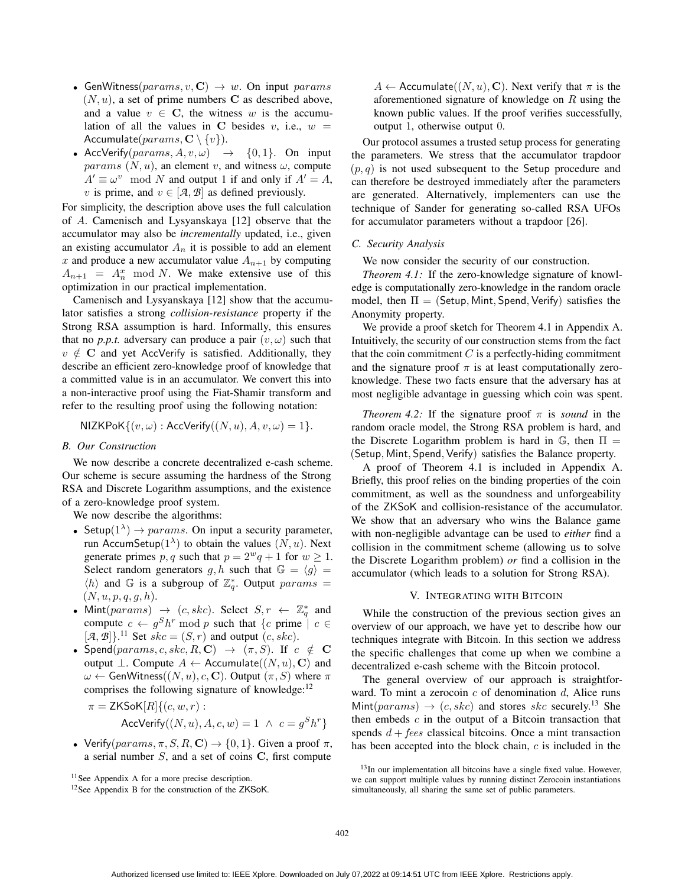- GenWitness($params, v, \mathbf{C}$) $\rightarrow w$. On input $params$ $(N, u)$, a set of prime numbers $\mathbf{C}$ as described above, and a value $v \in \mathbf{C}$, the witness $w$ is the accumulation of all the values in $\mathbf{C}$ besides $v$, i.e., $w = \mathsf{Accumulate}(params, \mathbf{C} \setminus \{v\})$.
- AccVerify($params, A, v, \omega$) $\rightarrow \{0, 1\}$. On input $params$ $(N, u)$, an element $v$, and witness $\omega$, compute $A' \equiv \omega^v \mod N$ and output 1 if and only if $A' = A$, $v$ is prime, and $v \in [\mathcal{A}, \mathcal{B}]$ as defined previously.

For simplicity, the description above uses the full calculation of $A$. Camenisch and Lysyanskaya [12] observe that the accumulator may also be *incrementally* updated, i.e., given an existing accumulator $A_n$ it is possible to add an element $x$ and produce a new accumulator value $A_{n+1}$ by computing $A_{n+1} = A_n^x \mod N$. We make extensive use of this optimization in our practical implementation.

Camenisch and Lysyanskaya [12] show that the accumulator satisfies a strong *collision-resistance* property if the Strong RSA assumption is hard. Informally, this ensures that no *p.p.t.* adversary can produce a pair $(v, \omega)$ such that $v \notin \mathbf{C}$ and yet AccVerify is satisfied. Additionally, they describe an efficient zero-knowledge proof of knowledge that a committed value is in an accumulator. We convert this into a non-interactive proof using the Fiat-Shamir transform and refer to the resulting proof using the following notation:

$$\mathsf{NIZKPoK}\{(v, \omega) : \mathsf{AccVerify}((N, u), A, v, \omega) = 1\}.$$

### B. Our Construction

We now describe a concrete decentralized e-cash scheme. Our scheme is secure assuming the hardness of the Strong RSA and Discrete Logarithm assumptions, and the existence of a zero-knowledge proof system.

We now describe the algorithms:

- Setup($1^\lambda$) $\rightarrow params$. On input a security parameter, run AccumSetup($1^\lambda$) to obtain the values $(N, u)$. Next generate primes $p, q$ such that $p = 2^w q + 1$ for $w \geq 1$. Select random generators $g, h$ such that $\mathbb{G} = \langle g \rangle = \langle h \rangle$ and $\mathbb{G}$ is a subgroup of $\mathbb{Z}_q^*$. Output $params = (N, u, p, q, g, h)$.
- Mint($params$) $\rightarrow (c, skc)$. Select $S, r \leftarrow \mathbb{Z}_q^*$ and compute $c \leftarrow g^S h^r \mod p$ such that $\{c \text{ prime} \mid c \in [\mathcal{A}, \mathcal{B}]\}$.[11] Set $skc = (S, r)$ and output $(c, skc)$.
- Spend($params, c, skc, R, \mathbf{C}$) $\rightarrow (\pi, S)$. If $c \notin \mathbf{C}$ output $\perp$. Compute $A \leftarrow \mathsf{Accumulate}((N, u), \mathbf{C})$ and $\omega \leftarrow \mathsf{GenWitness}((N, u), c, \mathbf{C})$. Output $(\pi, S)$ where $\pi$ comprises the following signature of knowledge:[12]

$$\pi = \mathsf{ZKSoK}[R]\{(c, w, r) : \mathsf{AccVerify}((N, u), A, c, w) = 1 \ \wedge \ c = g^S h^r\}$$

- Verify($params, \pi, S, R, \mathbf{C}$) $\rightarrow \{0, 1\}$. Given a proof $\pi$, a serial number $S$, and a set of coins $\mathbf{C}$, first compute $A \leftarrow \mathsf{Accumulate}((N, u), \mathbf{C})$. Next verify that $\pi$ is the aforementioned signature of knowledge on $R$ using the known public values. If the proof verifies successfully, output 1, otherwise output 0.

Our protocol assumes a trusted setup process for generating the parameters. We stress that the accumulator trapdoor $(p, q)$ is not used subsequent to the Setup procedure and can therefore be destroyed immediately after the parameters are generated. Alternatively, implementers can use the technique of Sander for generating so-called RSA UFOs for accumulator parameters without a trapdoor [26].

### C. Security Analysis

We now consider the security of our construction.

*Theorem 4.1:* If the zero-knowledge signature of knowledge is computationally zero-knowledge in the random oracle model, then $\Pi = $ (Setup, Mint, Spend, Verify) satisfies the Anonymity property.

We provide a proof sketch for Theorem 4.1 in Appendix A. Intuitively, the security of our construction stems from the fact that the coin commitment $C$ is a perfectly-hiding commitment and the signature proof $\pi$ is at least computationally zero-knowledge. These two facts ensure that the adversary has at most negligible advantage in guessing which coin was spent.

*Theorem 4.2:* If the signature proof $\pi$ is *sound* in the random oracle model, the Strong RSA problem is hard, and the Discrete Logarithm problem is hard in $\mathbb{G}$, then $\Pi = $ (Setup, Mint, Spend, Verify) satisfies the Balance property.

A proof of Theorem 4.1 is included in Appendix A. Briefly, this proof relies on the binding properties of the coin commitment, as well as the soundness and unforgeability of the ZKSoK and collision-resistance of the accumulator. We show that an adversary who wins the Balance game with non-negligible advantage can be used to *either* find a collision in the commitment scheme (allowing us to solve the Discrete Logarithm problem) *or* find a collision in the accumulator (which leads to a solution for Strong RSA).

## V. Integrating with Bitcoin

While the construction of the previous section gives an overview of our approach, we have yet to describe how our techniques integrate with Bitcoin. In this section we address the specific challenges that come up when we combine a decentralized e-cash scheme with the Bitcoin protocol.

The general overview of our approach is straightforward. To mint a zerocoin $c$ of denomination $d$, Alice runs Mint($params$) $\rightarrow (c, skc)$ and stores $skc$ securely.[13] She then embeds $c$ in the output of a Bitcoin transaction that spends $d + fees$ classical bitcoins. Once a mint transaction has been accepted into the block chain, $c$ is included in the

[11] See Appendix A for a more precise description.

[12] See Appendix B for the construction of the ZKSoK.

[13] In our implementation all bitcoins have a single fixed value. However, we can support multiple values by running distinct Zerocoin instantiations simultaneously, all sharing the same set of public parameters.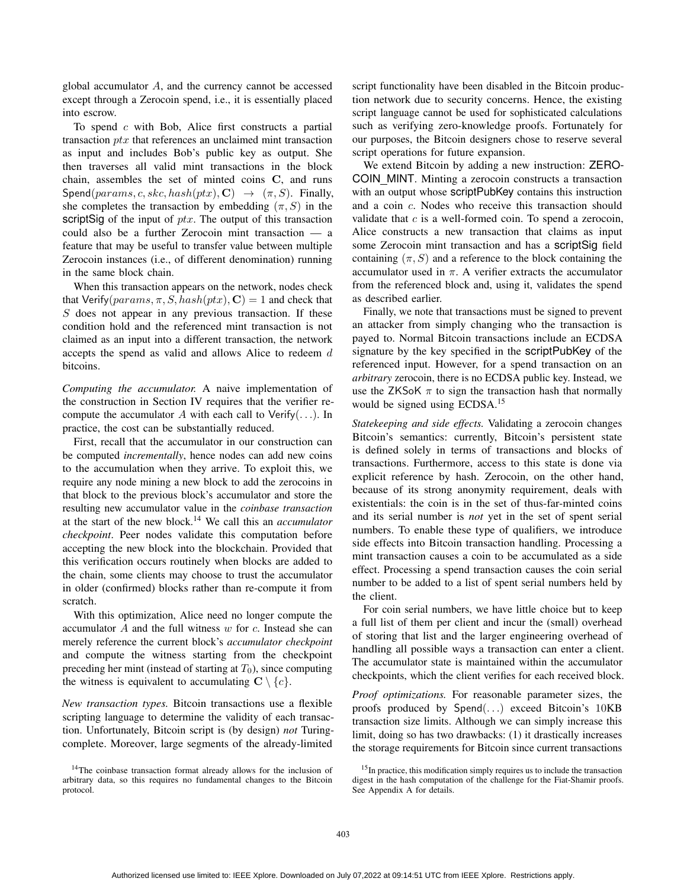global accumulator $A$, and the currency cannot be accessed except through a Zerocoin spend, i.e., it is essentially placed into escrow.

To spend $c$ with Bob, Alice first constructs a partial transaction $ptx$ that references an unclaimed mint transaction as input and includes Bob's public key as output. She then traverses all valid mint transactions in the block chain, assembles the set of minted coins $\mathbf{C}$, and runs $\mathsf{Spend}(params, c, skc, hash(ptx), \mathbf{C}) \rightarrow (\pi, S)$. Finally, she completes the transaction by embedding $(\pi, S)$ in the scriptSig of the input of $ptx$. The output of this transaction could also be a further Zerocoin mint transaction — a feature that may be useful to transfer value between multiple Zerocoin instances (i.e., of different denomination) running in the same block chain.

When this transaction appears on the network, nodes check that $\mathsf{Verify}(params, \pi, S, hash(ptx), \mathbf{C}) = 1$ and check that $S$ does not appear in any previous transaction. If these condition hold and the referenced mint transaction is not claimed as an input into a different transaction, the network accepts the spend as valid and allows Alice to redeem $d$ bitcoins.

*Computing the accumulator.* A naive implementation of the construction in Section IV requires that the verifier re-compute the accumulator $A$ with each call to $\mathsf{Verify}(\ldots)$. In practice, the cost can be substantially reduced.

First, recall that the accumulator in our construction can be computed *incrementally*, hence nodes can add new coins to the accumulation when they arrive. To exploit this, we require any node mining a new block to add the zerocoins in that block to the previous block's accumulator and store the resulting new accumulator value in the *coinbase transaction* at the start of the new block.[14] We call this an *accumulator checkpoint*. Peer nodes validate this computation before accepting the new block into the blockchain. Provided that this verification occurs routinely when blocks are added to the chain, some clients may choose to trust the accumulator in older (confirmed) blocks rather than re-compute it from scratch.

With this optimization, Alice need no longer compute the accumulator $A$ and the full witness $w$ for $c$. Instead she can merely reference the current block's *accumulator checkpoint* and compute the witness starting from the checkpoint preceding her mint (instead of starting at $T_0$), since computing the witness is equivalent to accumulating $\mathbf{C} \setminus \{c\}$.

*New transaction types.* Bitcoin transactions use a flexible scripting language to determine the validity of each transaction. Unfortunately, Bitcoin script is (by design) *not* Turing-complete. Moreover, large segments of the already-limited script functionality have been disabled in the Bitcoin production network due to security concerns. Hence, the existing script language cannot be used for sophisticated calculations such as verifying zero-knowledge proofs. Fortunately for our purposes, the Bitcoin designers chose to reserve several script operations for future expansion.

We extend Bitcoin by adding a new instruction: ZEROCOIN_MINT. Minting a zerocoin constructs a transaction with an output whose scriptPubKey contains this instruction and a coin $c$. Nodes who receive this transaction should validate that $c$ is a well-formed coin. To spend a zerocoin, Alice constructs a new transaction that claims as input some Zerocoin mint transaction and has a scriptSig field containing $(\pi, S)$ and a reference to the block containing the accumulator used in $\pi$. A verifier extracts the accumulator from the referenced block and, using it, validates the spend as described earlier.

Finally, we note that transactions must be signed to prevent an attacker from simply changing who the transaction is payed to. Normal Bitcoin transactions include an ECDSA signature by the key specified in the scriptPubKey of the referenced input. However, for a spend transaction on an *arbitrary* zerocoin, there is no ECDSA public key. Instead, we use the ZKSoK $\pi$ to sign the transaction hash that normally would be signed using ECDSA.[15]

*Statekeeping and side effects.* Validating a zerocoin changes Bitcoin's semantics: currently, Bitcoin's persistent state is defined solely in terms of transactions and blocks of transactions. Furthermore, access to this state is done via explicit reference by hash. Zerocoin, on the other hand, because of its strong anonymity requirement, deals with existentials: the coin is in the set of thus-far-minted coins and its serial number is *not* yet in the set of spent serial numbers. To enable these type of qualifiers, we introduce side effects into Bitcoin transaction handling. Processing a mint transaction causes a coin to be accumulated as a side effect. Processing a spend transaction causes the coin serial number to be added to a list of spent serial numbers held by the client.

For coin serial numbers, we have little choice but to keep a full list of them per client and incur the (small) overhead of storing that list and the larger engineering overhead of handling all possible ways a transaction can enter a client. The accumulator state is maintained within the accumulator checkpoints, which the client verifies for each received block.

*Proof optimizations.* For reasonable parameter sizes, the proofs produced by $\mathsf{Spend}(\ldots)$ exceed Bitcoin's 10KB transaction size limits. Although we can simply increase this limit, doing so has two drawbacks: (1) it drastically increases the storage requirements for Bitcoin since current transactions

[14]The coinbase transaction format already allows for the inclusion of arbitrary data, so this requires no fundamental changes to the Bitcoin protocol.

[15]In practice, this modification simply requires us to include the transaction digest in the hash computation of the challenge for the Fiat-Shamir proofs. See Appendix A for details.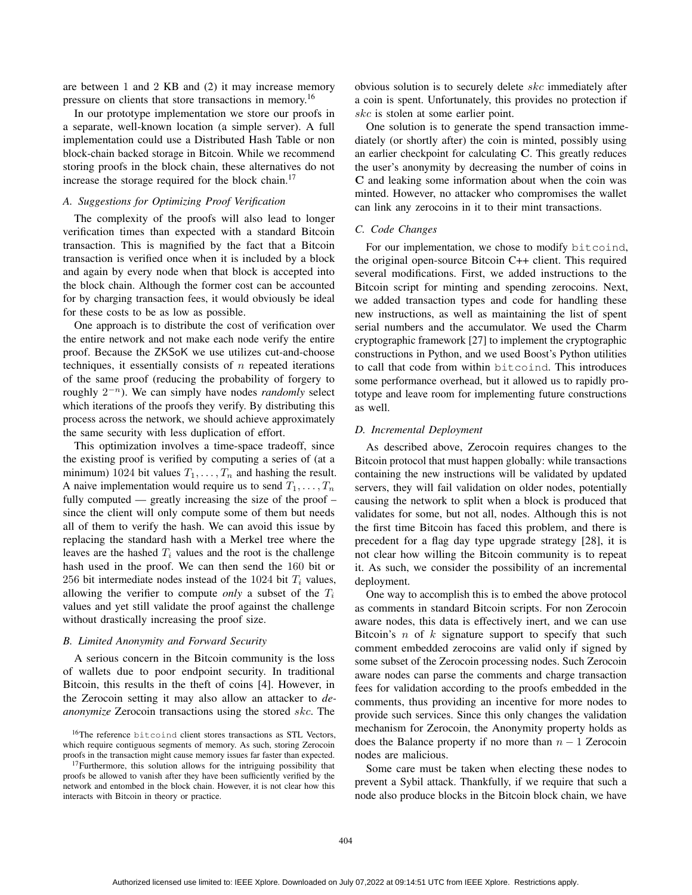are between 1 and 2 KB and (2) it may increase memory pressure on clients that store transactions in memory.[16]

In our prototype implementation we store our proofs in a separate, well-known location (a simple server). A full implementation could use a Distributed Hash Table or non block-chain backed storage in Bitcoin. While we recommend storing proofs in the block chain, these alternatives do not increase the storage required for the block chain.[17]

### A. Suggestions for Optimizing Proof Verification

The complexity of the proofs will also lead to longer verification times than expected with a standard Bitcoin transaction. This is magnified by the fact that a Bitcoin transaction is verified once when it is included by a block and again by every node when that block is accepted into the block chain. Although the former cost can be accounted for by charging transaction fees, it would obviously be ideal for these costs to be as low as possible.

One approach is to distribute the cost of verification over the entire network and not make each node verify the entire proof. Because the ZKSoK we use utilizes cut-and-choose techniques, it essentially consists of $n$ repeated iterations of the same proof (reducing the probability of forgery to roughly $2^{-n}$). We can simply have nodes *randomly* select which iterations of the proofs they verify. By distributing this process across the network, we should achieve approximately the same security with less duplication of effort.

This optimization involves a time-space tradeoff, since the existing proof is verified by computing a series of (at a minimum) 1024 bit values $T_1, \ldots, T_n$ and hashing the result. A naive implementation would require us to send $T_1, \ldots, T_n$ fully computed — greatly increasing the size of the proof – since the client will only compute some of them but needs all of them to verify the hash. We can avoid this issue by replacing the standard hash with a Merkel tree where the leaves are the hashed $T_i$ values and the root is the challenge hash used in the proof. We can then send the 160 bit or 256 bit intermediate nodes instead of the 1024 bit $T_i$ values, allowing the verifier to compute *only* a subset of the $T_i$ values and yet still validate the proof against the challenge without drastically increasing the proof size.

### B. Limited Anonymity and Forward Security

A serious concern in the Bitcoin community is the loss of wallets due to poor endpoint security. In traditional Bitcoin, this results in the theft of coins [4]. However, in the Zerocoin setting it may also allow an attacker to *de-anonymize* Zerocoin transactions using the stored $skc$. The obvious solution is to securely delete $skc$ immediately after a coin is spent. Unfortunately, this provides no protection if $skc$ is stolen at some earlier point.

One solution is to generate the spend transaction immediately (or shortly after) the coin is minted, possibly using an earlier checkpoint for calculating $\mathbf{C}$. This greatly reduces the user's anonymity by decreasing the number of coins in $\mathbf{C}$ and leaking some information about when the coin was minted. However, no attacker who compromises the wallet can link any zerocoins in it to their mint transactions.

### C. Code Changes

For our implementation, we chose to modify `bitcoind`, the original open-source Bitcoin C++ client. This required several modifications. First, we added instructions to the Bitcoin script for minting and spending zerocoins. Next, we added transaction types and code for handling these new instructions, as well as maintaining the list of spent serial numbers and the accumulator. We used the Charm cryptographic framework [27] to implement the cryptographic constructions in Python, and we used Boost's Python utilities to call that code from within `bitcoind`. This introduces some performance overhead, but it allowed us to rapidly prototype and leave room for implementing future constructions as well.

### D. Incremental Deployment

As described above, Zerocoin requires changes to the Bitcoin protocol that must happen globally: while transactions containing the new instructions will be validated by updated servers, they will fail validation on older nodes, potentially causing the network to split when a block is produced that validates for some, but not all, nodes. Although this is not the first time Bitcoin has faced this problem, and there is precedent for a flag day type upgrade strategy [28], it is not clear how willing the Bitcoin community is to repeat it. As such, we consider the possibility of an incremental deployment.

One way to accomplish this is to embed the above protocol as comments in standard Bitcoin scripts. For non Zerocoin aware nodes, this data is effectively inert, and we can use Bitcoin's $n$ of $k$ signature support to specify that such comment embedded zerocoins are valid only if signed by some subset of the Zerocoin processing nodes. Such Zerocoin aware nodes can parse the comments and charge transaction fees for validation according to the proofs embedded in the comments, thus providing an incentive for more nodes to provide such services. Since this only changes the validation mechanism for Zerocoin, the Anonymity property holds as does the Balance property if no more than $n - 1$ Zerocoin nodes are malicious.

Some care must be taken when electing these nodes to prevent a Sybil attack. Thankfully, if we require that such a node also produce blocks in the Bitcoin block chain, we have

[16]The reference `bitcoind` client stores transactions as STL Vectors, which require contiguous segments of memory. As such, storing Zerocoin proofs in the transaction might cause memory issues far faster than expected.

[17]Furthermore, this solution allows for the intriguing possibility that proofs be allowed to vanish after they have been sufficiently verified by the network and entombed in the block chain. However, it is not clear how this interacts with Bitcoin in theory or practice.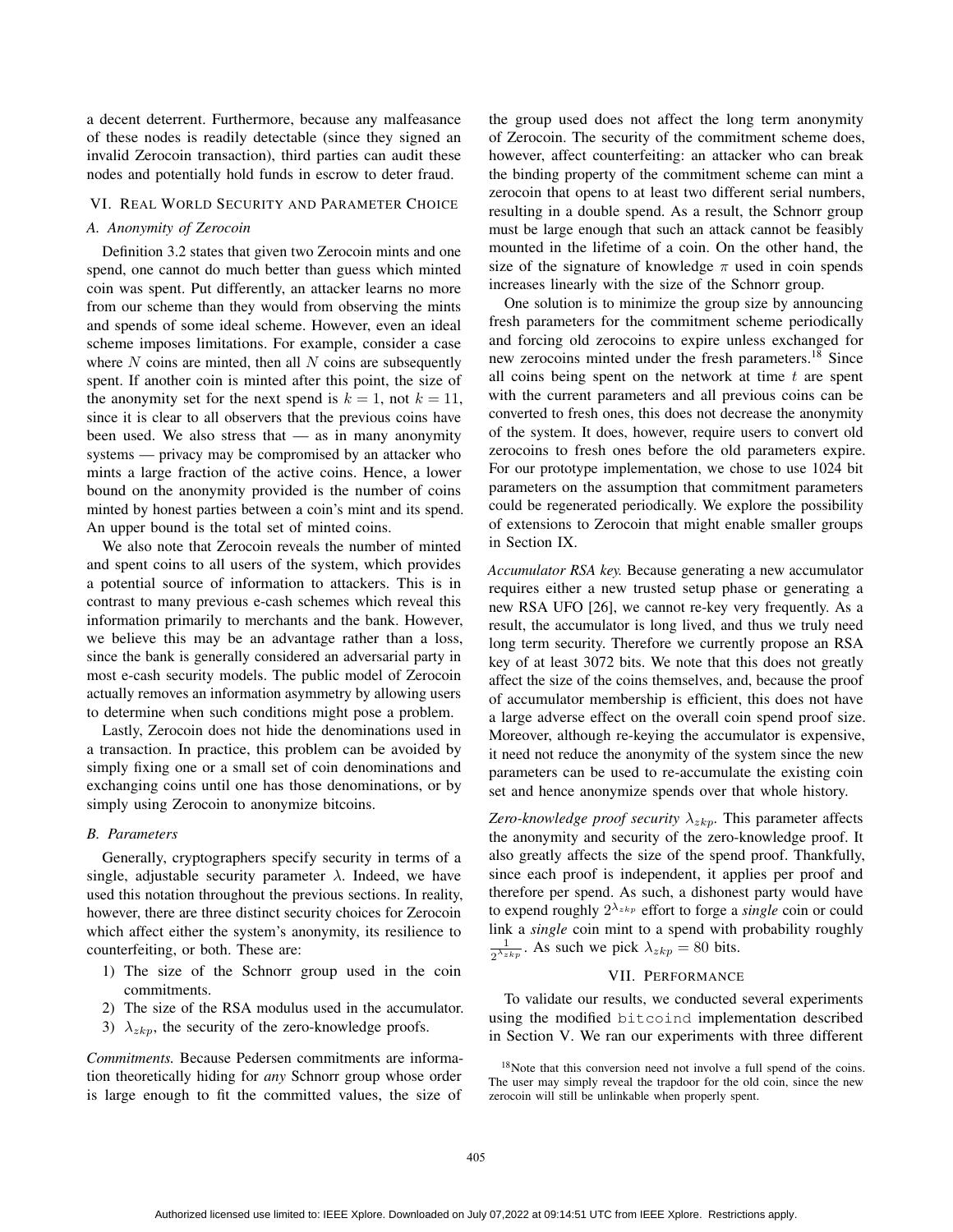a decent deterrent. Furthermore, because any malfeasance of these nodes is readily detectable (since they signed an invalid Zerocoin transaction), third parties can audit these nodes and potentially hold funds in escrow to deter fraud.

## VI. Real World Security and Parameter Choice

### A. Anonymity of Zerocoin

Definition 3.2 states that given two Zerocoin mints and one spend, one cannot do much better than guess which minted coin was spent. Put differently, an attacker learns no more from our scheme than they would from observing the mints and spends of some ideal scheme. However, even an ideal scheme imposes limitations. For example, consider a case where $N$ coins are minted, then all $N$ coins are subsequently spent. If another coin is minted after this point, the size of the anonymity set for the next spend is $k = 1$, not $k = 11$, since it is clear to all observers that the previous coins have been used. We also stress that — as in many anonymity systems — privacy may be compromised by an attacker who mints a large fraction of the active coins. Hence, a lower bound on the anonymity provided is the number of coins minted by honest parties between a coin's mint and its spend. An upper bound is the total set of minted coins.

We also note that Zerocoin reveals the number of minted and spent coins to all users of the system, which provides a potential source of information to attackers. This is in contrast to many previous e-cash schemes which reveal this information primarily to merchants and the bank. However, we believe this may be an advantage rather than a loss, since the bank is generally considered an adversarial party in most e-cash security models. The public model of Zerocoin actually removes an information asymmetry by allowing users to determine when such conditions might pose a problem.

Lastly, Zerocoin does not hide the denominations used in a transaction. In practice, this problem can be avoided by simply fixing one or a small set of coin denominations and exchanging coins until one has those denominations, or by simply using Zerocoin to anonymize bitcoins.

### B. Parameters

Generally, cryptographers specify security in terms of a single, adjustable security parameter $\lambda$. Indeed, we have used this notation throughout the previous sections. In reality, however, there are three distinct security choices for Zerocoin which affect either the system's anonymity, its resilience to counterfeiting, or both. These are:

1) The size of the Schnorr group used in the coin commitments.
2) The size of the RSA modulus used in the accumulator.
3) $\lambda_{zkp}$, the security of the zero-knowledge proofs.

*Commitments.* Because Pedersen commitments are information theoretically hiding for *any* Schnorr group whose order is large enough to fit the committed values, the size of the group used does not affect the long term anonymity of Zerocoin. The security of the commitment scheme does, however, affect counterfeiting: an attacker who can break the binding property of the commitment scheme can mint a zerocoin that opens to at least two different serial numbers, resulting in a double spend. As a result, the Schnorr group must be large enough that such an attack cannot be feasibly mounted in the lifetime of a coin. On the other hand, the size of the signature of knowledge $\pi$ used in coin spends increases linearly with the size of the Schnorr group.

One solution is to minimize the group size by announcing fresh parameters for the commitment scheme periodically and forcing old zerocoins to expire unless exchanged for new zerocoins minted under the fresh parameters.[18] Since all coins being spent on the network at time $t$ are spent with the current parameters and all previous coins can be converted to fresh ones, this does not decrease the anonymity of the system. It does, however, require users to convert old zerocoins to fresh ones before the old parameters expire. For our prototype implementation, we chose to use 1024 bit parameters on the assumption that commitment parameters could be regenerated periodically. We explore the possibility of extensions to Zerocoin that might enable smaller groups in Section IX.

*Accumulator RSA key.* Because generating a new accumulator requires either a new trusted setup phase or generating a new RSA UFO [26], we cannot re-key very frequently. As a result, the accumulator is long lived, and thus we truly need long term security. Therefore we currently propose an RSA key of at least 3072 bits. We note that this does not greatly affect the size of the coins themselves, and, because the proof of accumulator membership is efficient, this does not have a large adverse effect on the overall coin spend proof size. Moreover, although re-keying the accumulator is expensive, it need not reduce the anonymity of the system since the new parameters can be used to re-accumulate the existing coin set and hence anonymize spends over that whole history.

*Zero-knowledge proof security $\lambda_{zkp}$.* This parameter affects the anonymity and security of the zero-knowledge proof. It also greatly affects the size of the spend proof. Thankfully, since each proof is independent, it applies per proof and therefore per spend. As such, a dishonest party would have to expend roughly $2^{\lambda_{zkp}}$ effort to forge a *single* coin or could link a *single* coin mint to a spend with probability roughly $\frac{1}{2^{\lambda_{zkp}}}$. As such we pick $\lambda_{zkp} = 80$ bits.

## VII. Performance

To validate our results, we conducted several experiments using the modified `bitcoind` implementation described in Section V. We ran our experiments with three different

[18] Note that this conversion need not involve a full spend of the coins. The user may simply reveal the trapdoor for the old coin, since the new zerocoin will still be unlinkable when properly spent.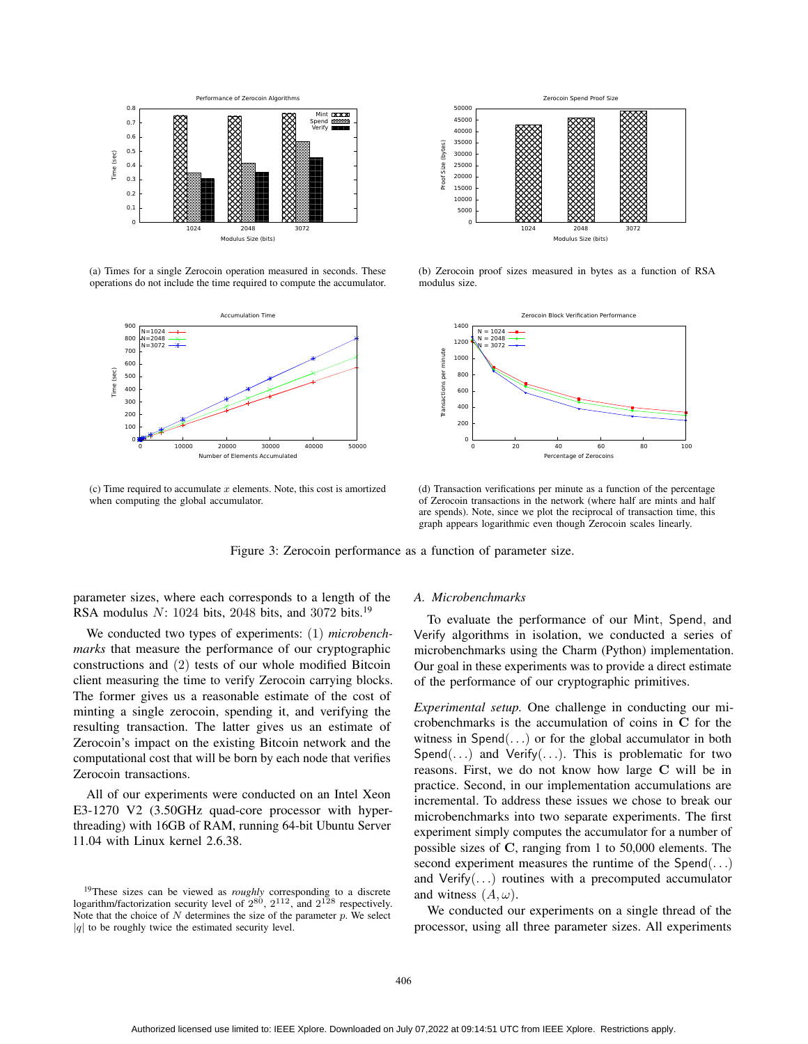(a) Times for a single Zerocoin operation measured in seconds. These operations do not include the time required to compute the accumulator.

(b) Zerocoin proof sizes measured in bytes as a function of RSA modulus size.

(c) Time required to accumulate $x$ elements. Note, this cost is amortized when computing the global accumulator.

(d) Transaction verifications per minute as a function of the percentage of Zerocoin transactions in the network (where half are mints and half are spends). Note, since we plot the reciprocal of transaction time, this graph appears logarithmic even though Zerocoin scales linearly.

Figure 3: Zerocoin performance as a function of parameter size.

parameter sizes, where each corresponds to a length of the RSA modulus $N$: 1024 bits, 2048 bits, and 3072 bits.[19]

We conducted two types of experiments: (1) *microbenchmarks* that measure the performance of our cryptographic constructions and (2) tests of our whole modified Bitcoin client measuring the time to verify Zerocoin carrying blocks. The former gives us a reasonable estimate of the cost of minting a single zerocoin, spending it, and verifying the resulting transaction. The latter gives us an estimate of Zerocoin's impact on the existing Bitcoin network and the computational cost that will be born by each node that verifies Zerocoin transactions.

All of our experiments were conducted on an Intel Xeon E3-1270 V2 (3.50GHz quad-core processor with hyperthreading) with 16GB of RAM, running 64-bit Ubuntu Server 11.04 with Linux kernel 2.6.38.

[19]These sizes can be viewed as *roughly* corresponding to a discrete logarithm/factorization security level of $2^{80}$, $2^{112}$, and $2^{128}$ respectively. Note that the choice of $N$ determines the size of the parameter $p$. We select $|q|$ to be roughly twice the estimated security level.

### A. Microbenchmarks

To evaluate the performance of our Mint, Spend, and Verify algorithms in isolation, we conducted a series of microbenchmarks using the Charm (Python) implementation. Our goal in these experiments was to provide a direct estimate of the performance of our cryptographic primitives.

*Experimental setup.* One challenge in conducting our microbenchmarks is the accumulation of coins in $\mathbf{C}$ for the witness in Spend$(\ldots)$ or for the global accumulator in both Spend$(\ldots)$ and Verify$(\ldots)$. This is problematic for two reasons. First, we do not know how large $\mathbf{C}$ will be in practice. Second, in our implementation accumulations are incremental. To address these issues we chose to break our microbenchmarks into two separate experiments. The first experiment simply computes the accumulator for a number of possible sizes of $\mathbf{C}$, ranging from 1 to 50,000 elements. The second experiment measures the runtime of the Spend$(\ldots)$ and Verify$(\ldots)$ routines with a precomputed accumulator and witness $(A, \omega)$.

We conducted our experiments on a single thread of the processor, using all three parameter sizes. All experiments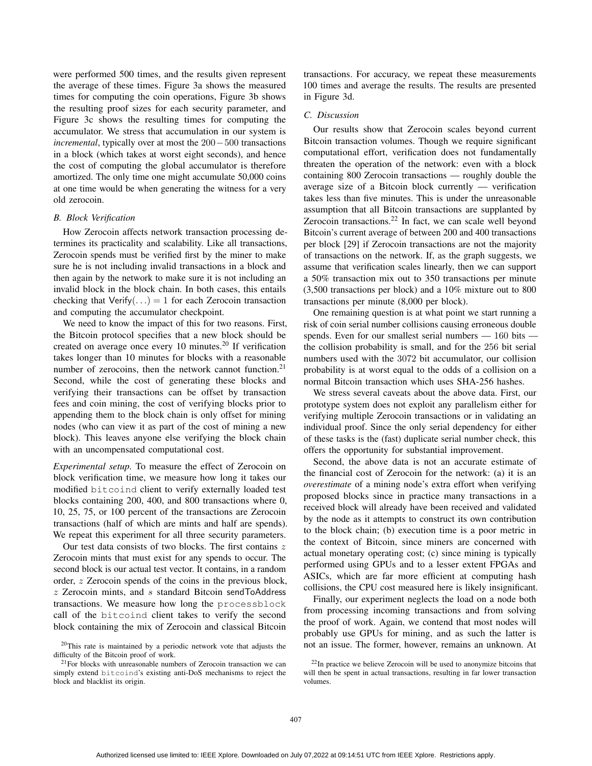were performed 500 times, and the results given represent the average of these times. Figure 3a shows the measured times for computing the coin operations, Figure 3b shows the resulting proof sizes for each security parameter, and Figure 3c shows the resulting times for computing the accumulator. We stress that accumulation in our system is *incremental*, typically over at most the $200-500$ transactions in a block (which takes at worst eight seconds), and hence the cost of computing the global accumulator is therefore amortized. The only time one might accumulate 50,000 coins at one time would be when generating the witness for a very old zerocoin.

### B. Block Verification

How Zerocoin affects network transaction processing determines its practicality and scalability. Like all transactions, Zerocoin spends must be verified first by the miner to make sure he is not including invalid transactions in a block and then again by the network to make sure it is not including an invalid block in the block chain. In both cases, this entails checking that $\mathsf{Verify}(\ldots) = 1$ for each Zerocoin transaction and computing the accumulator checkpoint.

We need to know the impact of this for two reasons. First, the Bitcoin protocol specifies that a new block should be created on average once every 10 minutes.[20] If verification takes longer than 10 minutes for blocks with a reasonable number of zerocoins, then the network cannot function.[21] Second, while the cost of generating these blocks and verifying their transactions can be offset by transaction fees and coin mining, the cost of verifying blocks prior to appending them to the block chain is only offset for mining nodes (who can view it as part of the cost of mining a new block). This leaves anyone else verifying the block chain with an uncompensated computational cost.

*Experimental setup.* To measure the effect of Zerocoin on block verification time, we measure how long it takes our modified `bitcoind` client to verify externally loaded test blocks containing 200, 400, and 800 transactions where 0, 10, 25, 75, or 100 percent of the transactions are Zerocoin transactions (half of which are mints and half are spends). We repeat this experiment for all three security parameters.

Our test data consists of two blocks. The first contains $z$ Zerocoin mints that must exist for any spends to occur. The second block is our actual test vector. It contains, in a random order, $z$ Zerocoin spends of the coins in the previous block, $z$ Zerocoin mints, and $s$ standard Bitcoin sendToAddress transactions. We measure how long the `processblock` call of the `bitcoind` client takes to verify the second block containing the mix of Zerocoin and classical Bitcoin transactions. For accuracy, we repeat these measurements 100 times and average the results. The results are presented in Figure 3d.

### C. Discussion

Our results show that Zerocoin scales beyond current Bitcoin transaction volumes. Though we require significant computational effort, verification does not fundamentally threaten the operation of the network: even with a block containing 800 Zerocoin transactions — roughly double the average size of a Bitcoin block currently — verification takes less than five minutes. This is under the unreasonable assumption that all Bitcoin transactions are supplanted by Zerocoin transactions.[22] In fact, we can scale well beyond Bitcoin's current average of between 200 and 400 transactions per block [29] if Zerocoin transactions are not the majority of transactions on the network. If, as the graph suggests, we assume that verification scales linearly, then we can support a 50% transaction mix out to 350 transactions per minute (3,500 transactions per block) and a 10% mixture out to 800 transactions per minute (8,000 per block).

One remaining question is at what point we start running a risk of coin serial number collisions causing erroneous double spends. Even for our smallest serial numbers — 160 bits — the collision probability is small, and for the 256 bit serial numbers used with the 3072 bit accumulator, our collision probability is at worst equal to the odds of a collision on a normal Bitcoin transaction which uses SHA-256 hashes.

We stress several caveats about the above data. First, our prototype system does not exploit any parallelism either for verifying multiple Zerocoin transactions or in validating an individual proof. Since the only serial dependency for either of these tasks is the (fast) duplicate serial number check, this offers the opportunity for substantial improvement.

Second, the above data is not an accurate estimate of the financial cost of Zerocoin for the network: (a) it is an *overestimate* of a mining node's extra effort when verifying proposed blocks since in practice many transactions in a received block will already have been received and validated by the node as it attempts to construct its own contribution to the block chain; (b) execution time is a poor metric in the context of Bitcoin, since miners are concerned with actual monetary operating cost; (c) since mining is typically performed using GPUs and to a lesser extent FPGAs and ASICs, which are far more efficient at computing hash collisions, the CPU cost measured here is likely insignificant.

Finally, our experiment neglects the load on a node both from processing incoming transactions and from solving the proof of work. Again, we contend that most nodes will probably use GPUs for mining, and as such the latter is not an issue. The former, however, remains an unknown. At

[20] This rate is maintained by a periodic network vote that adjusts the difficulty of the Bitcoin proof of work.

[21] For blocks with unreasonable numbers of Zerocoin transaction we can simply extend `bitcoind`'s existing anti-DoS mechanisms to reject the block and blacklist its origin.

[22] In practice we believe Zerocoin will be used to anonymize bitcoins that will then be spent in actual transactions, resulting in far lower transaction volumes.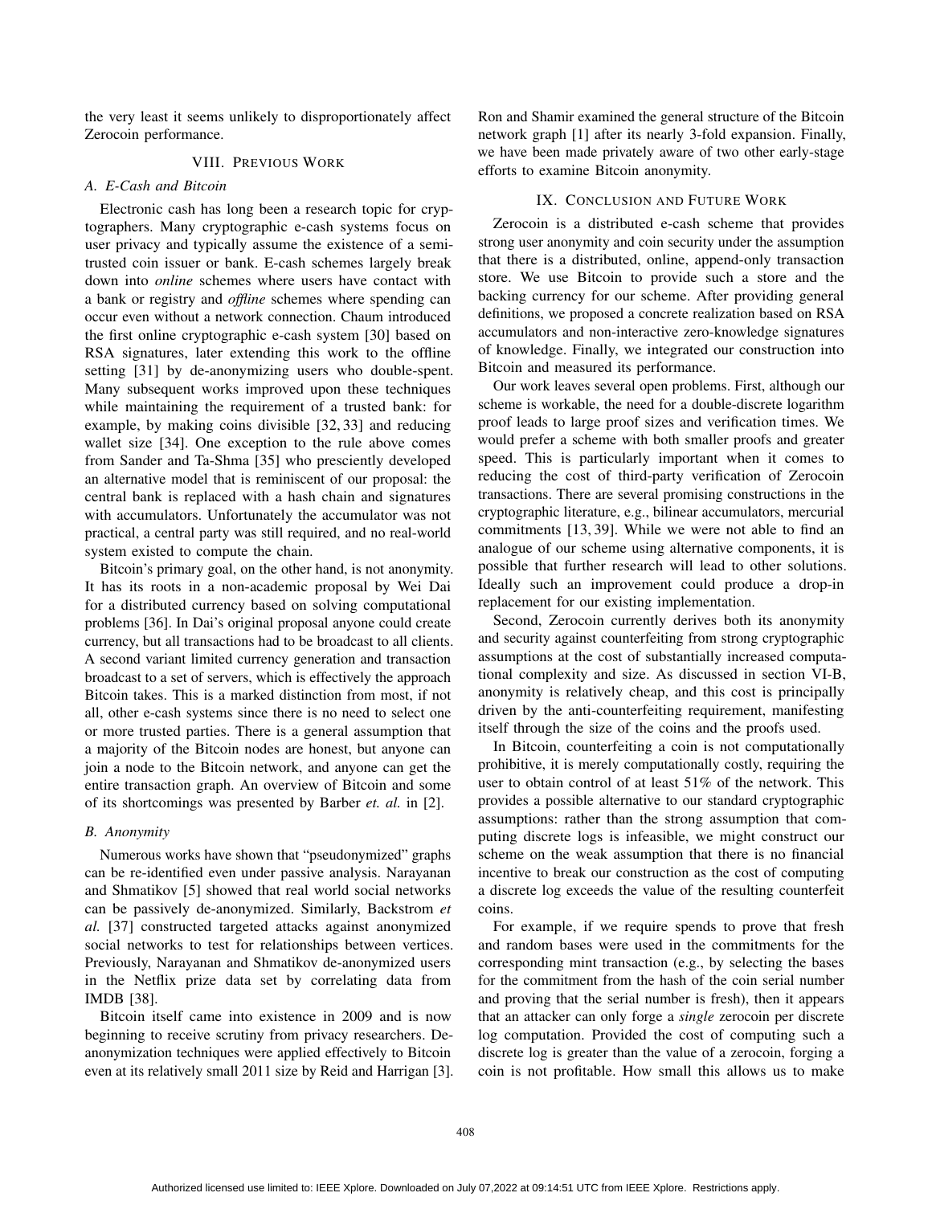the very least it seems unlikely to disproportionately affect Zerocoin performance.

## VIII. Previous Work

### A. E-Cash and Bitcoin

Electronic cash has long been a research topic for cryptographers. Many cryptographic e-cash systems focus on user privacy and typically assume the existence of a semi-trusted coin issuer or bank. E-cash schemes largely break down into *online* schemes where users have contact with a bank or registry and *offline* schemes where spending can occur even without a network connection. Chaum introduced the first online cryptographic e-cash system [30] based on RSA signatures, later extending this work to the offline setting [31] by de-anonymizing users who double-spent. Many subsequent works improved upon these techniques while maintaining the requirement of a trusted bank: for example, by making coins divisible [32, 33] and reducing wallet size [34]. One exception to the rule above comes from Sander and Ta-Shma [35] who presciently developed an alternative model that is reminiscent of our proposal: the central bank is replaced with a hash chain and signatures with accumulators. Unfortunately the accumulator was not practical, a central party was still required, and no real-world system existed to compute the chain.

Bitcoin's primary goal, on the other hand, is not anonymity. It has its roots in a non-academic proposal by Wei Dai for a distributed currency based on solving computational problems [36]. In Dai's original proposal anyone could create currency, but all transactions had to be broadcast to all clients. A second variant limited currency generation and transaction broadcast to a set of servers, which is effectively the approach Bitcoin takes. This is a marked distinction from most, if not all, other e-cash systems since there is no need to select one or more trusted parties. There is a general assumption that a majority of the Bitcoin nodes are honest, but anyone can join a node to the Bitcoin network, and anyone can get the entire transaction graph. An overview of Bitcoin and some of its shortcomings was presented by Barber *et. al.* in [2].

### B. Anonymity

Numerous works have shown that "pseudonymized" graphs can be re-identified even under passive analysis. Narayanan and Shmatikov [5] showed that real world social networks can be passively de-anonymized. Similarly, Backstrom *et al.* [37] constructed targeted attacks against anonymized social networks to test for relationships between vertices. Previously, Narayanan and Shmatikov de-anonymized users in the Netflix prize data set by correlating data from IMDB [38].

Bitcoin itself came into existence in 2009 and is now beginning to receive scrutiny from privacy researchers. De-anonymization techniques were applied effectively to Bitcoin even at its relatively small 2011 size by Reid and Harrigan [3]. Ron and Shamir examined the general structure of the Bitcoin network graph [1] after its nearly 3-fold expansion. Finally, we have been made privately aware of two other early-stage efforts to examine Bitcoin anonymity.

## IX. Conclusion and Future Work

Zerocoin is a distributed e-cash scheme that provides strong user anonymity and coin security under the assumption that there is a distributed, online, append-only transaction store. We use Bitcoin to provide such a store and the backing currency for our scheme. After providing general definitions, we proposed a concrete realization based on RSA accumulators and non-interactive zero-knowledge signatures of knowledge. Finally, we integrated our construction into Bitcoin and measured its performance.

Our work leaves several open problems. First, although our scheme is workable, the need for a double-discrete logarithm proof leads to large proof sizes and verification times. We would prefer a scheme with both smaller proofs and greater speed. This is particularly important when it comes to reducing the cost of third-party verification of Zerocoin transactions. There are several promising constructions in the cryptographic literature, e.g., bilinear accumulators, mercurial commitments [13, 39]. While we were not able to find an analogue of our scheme using alternative components, it is possible that further research will lead to other solutions. Ideally such an improvement could produce a drop-in replacement for our existing implementation.

Second, Zerocoin currently derives both its anonymity and security against counterfeiting from strong cryptographic assumptions at the cost of substantially increased computational complexity and size. As discussed in section VI-B, anonymity is relatively cheap, and this cost is principally driven by the anti-counterfeiting requirement, manifesting itself through the size of the coins and the proofs used.

In Bitcoin, counterfeiting a coin is not computationally prohibitive, it is merely computationally costly, requiring the user to obtain control of at least 51% of the network. This provides a possible alternative to our standard cryptographic assumptions: rather than the strong assumption that computing discrete logs is infeasible, we might construct our scheme on the weak assumption that there is no financial incentive to break our construction as the cost of computing a discrete log exceeds the value of the resulting counterfeit coins.

For example, if we require spends to prove that fresh and random bases were used in the commitments for the corresponding mint transaction (e.g., by selecting the bases for the commitment from the hash of the coin serial number and proving that the serial number is fresh), then it appears that an attacker can only forge a *single* zerocoin per discrete log computation. Provided the cost of computing such a discrete log is greater than the value of a zerocoin, forging a coin is not profitable. How small this allows us to make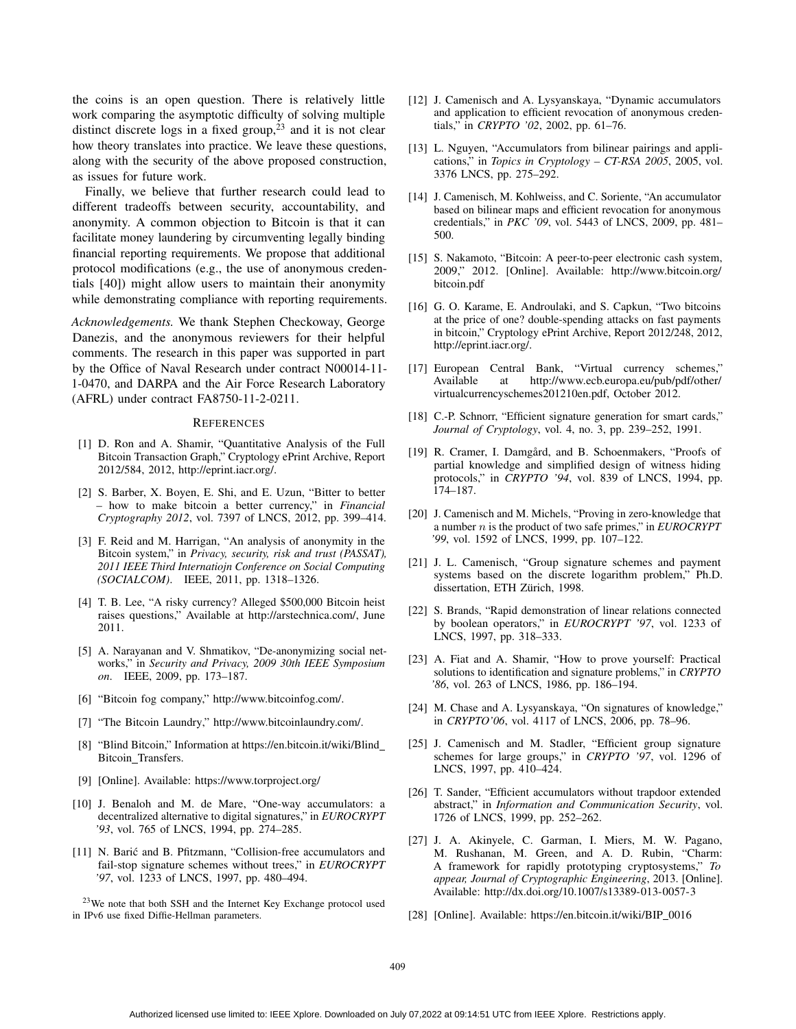the coins is an open question. There is relatively little work comparing the asymptotic difficulty of solving multiple distinct discrete logs in a fixed group,[23] and it is not clear how theory translates into practice. We leave these questions, along with the security of the above proposed construction, as issues for future work.

Finally, we believe that further research could lead to different tradeoffs between security, accountability, and anonymity. A common objection to Bitcoin is that it can facilitate money laundering by circumventing legally binding financial reporting requirements. We propose that additional protocol modifications (e.g., the use of anonymous credentials [40]) might allow users to maintain their anonymity while demonstrating compliance with reporting requirements.

*Acknowledgements.* We thank Stephen Checkoway, George Danezis, and the anonymous reviewers for their helpful comments. The research in this paper was supported in part by the Office of Naval Research under contract N00014-11-1-0470, and DARPA and the Air Force Research Laboratory (AFRL) under contract FA8750-11-2-0211.

## References

[1] D. Ron and A. Shamir, "Quantitative Analysis of the Full Bitcoin Transaction Graph," Cryptology ePrint Archive, Report 2012/584, 2012, http://eprint.iacr.org/.

[2] S. Barber, X. Boyen, E. Shi, and E. Uzun, "Bitter to better – how to make bitcoin a better currency," in *Financial Cryptography 2012*, vol. 7397 of LNCS, 2012, pp. 399–414.

[3] F. Reid and M. Harrigan, "An analysis of anonymity in the Bitcoin system," in *Privacy, security, risk and trust (PASSAT), 2011 IEEE Third Internatiojn Conference on Social Computing (SOCIALCOM)*. IEEE, 2011, pp. 1318–1326.

[4] T. B. Lee, "A risky currency? Alleged $500,000 Bitcoin heist raises questions," Available at http://arstechnica.com/, June 2011.

[5] A. Narayanan and V. Shmatikov, "De-anonymizing social networks," in *Security and Privacy, 2009 30th IEEE Symposium on*. IEEE, 2009, pp. 173–187.

[6] "Bitcoin fog company," http://www.bitcoinfog.com/.

[7] "The Bitcoin Laundry," http://www.bitcoinlaundry.com/.

[8] "Blind Bitcoin," Information at https://en.bitcoin.it/wiki/Blind_Bitcoin_Transfers.

[9] [Online]. Available: https://www.torproject.org/

[10] J. Benaloh and M. de Mare, "One-way accumulators: a decentralized alternative to digital signatures," in *EUROCRYPT '93*, vol. 765 of LNCS, 1994, pp. 274–285.

[11] N. Barić and B. Pfitzmann, "Collision-free accumulators and fail-stop signature schemes without trees," in *EUROCRYPT '97*, vol. 1233 of LNCS, 1997, pp. 480–494.

[12] J. Camenisch and A. Lysyanskaya, "Dynamic accumulators and application to efficient revocation of anonymous credentials," in *CRYPTO '02*, 2002, pp. 61–76.

[13] L. Nguyen, "Accumulators from bilinear pairings and applications," in *Topics in Cryptology – CT-RSA 2005*, 2005, vol. 3376 LNCS, pp. 275–292.

[14] J. Camenisch, M. Kohlweiss, and C. Soriente, "An accumulator based on bilinear maps and efficient revocation for anonymous credentials," in *PKC '09*, vol. 5443 of LNCS, 2009, pp. 481–500.

[15] S. Nakamoto, "Bitcoin: A peer-to-peer electronic cash system, 2009," 2012. [Online]. Available: http://www.bitcoin.org/bitcoin.pdf

[16] G. O. Karame, E. Androulaki, and S. Capkun, "Two bitcoins at the price of one? double-spending attacks on fast payments in bitcoin," Cryptology ePrint Archive, Report 2012/248, 2012, http://eprint.iacr.org/.

[17] European Central Bank, "Virtual currency schemes," Available at http://www.ecb.europa.eu/pub/pdf/other/virtualcurrencyschemes201210en.pdf, October 2012.

[18] C.-P. Schnorr, "Efficient signature generation for smart cards," *Journal of Cryptology*, vol. 4, no. 3, pp. 239–252, 1991.

[19] R. Cramer, I. Damgård, and B. Schoenmakers, "Proofs of partial knowledge and simplified design of witness hiding protocols," in *CRYPTO '94*, vol. 839 of LNCS, 1994, pp. 174–187.

[20] J. Camenisch and M. Michels, "Proving in zero-knowledge that a number $n$ is the product of two safe primes," in *EUROCRYPT '99*, vol. 1592 of LNCS, 1999, pp. 107–122.

[21] J. L. Camenisch, "Group signature schemes and payment systems based on the discrete logarithm problem," Ph.D. dissertation, ETH Zürich, 1998.

[22] S. Brands, "Rapid demonstration of linear relations connected by boolean operators," in *EUROCRYPT '97*, vol. 1233 of LNCS, 1997, pp. 318–333.

[23] A. Fiat and A. Shamir, "How to prove yourself: Practical solutions to identification and signature problems," in *CRYPTO '86*, vol. 263 of LNCS, 1986, pp. 186–194.

[24] M. Chase and A. Lysyanskaya, "On signatures of knowledge," in *CRYPTO'06*, vol. 4117 of LNCS, 2006, pp. 78–96.

[25] J. Camenisch and M. Stadler, "Efficient group signature schemes for large groups," in *CRYPTO '97*, vol. 1296 of LNCS, 1997, pp. 410–424.

[26] T. Sander, "Efficient accumulators without trapdoor extended abstract," in *Information and Communication Security*, vol. 1726 of LNCS, 1999, pp. 252–262.

[27] J. A. Akinyele, C. Garman, I. Miers, M. W. Pagano, M. Rushanan, M. Green, and A. D. Rubin, "Charm: A framework for rapidly prototyping cryptosystems," *To appear, Journal of Cryptographic Engineering*, 2013. [Online]. Available: http://dx.doi.org/10.1007/s13389-013-0057-3

[28] [Online]. Available: https://en.bitcoin.it/wiki/BIP_0016

[23] We note that both SSH and the Internet Key Exchange protocol used in IPv6 use fixed Diffie-Hellman parameters.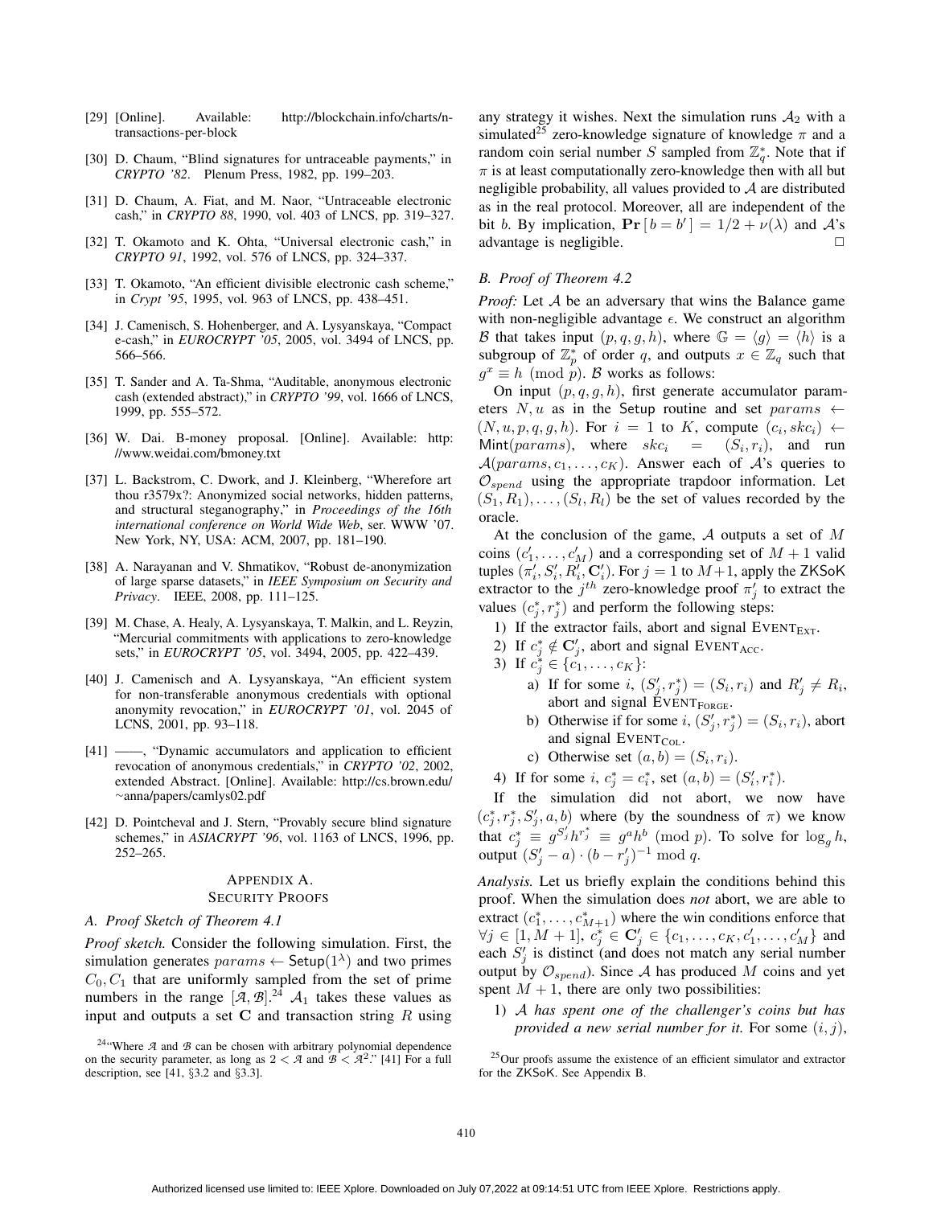[29] [Online]. Available: http://blockchain.info/charts/n-transactions-per-block

[30] D. Chaum, "Blind signatures for untraceable payments," in *CRYPTO '82*. Plenum Press, 1982, pp. 199–203.

[31] D. Chaum, A. Fiat, and M. Naor, "Untraceable electronic cash," in *CRYPTO 88*, 1990, vol. 403 of LNCS, pp. 319–327.

[32] T. Okamoto and K. Ohta, "Universal electronic cash," in *CRYPTO 91*, 1992, vol. 576 of LNCS, pp. 324–337.

[33] T. Okamoto, "An efficient divisible electronic cash scheme," in *Crypt '95*, 1995, vol. 963 of LNCS, pp. 438–451.

[34] J. Camenisch, S. Hohenberger, and A. Lysyanskaya, "Compact e-cash," in *EUROCRYPT '05*, 2005, vol. 3494 of LNCS, pp. 566–566.

[35] T. Sander and A. Ta-Shma, "Auditable, anonymous electronic cash (extended abstract)," in *CRYPTO '99*, vol. 1666 of LNCS, 1999, pp. 555–572.

[36] W. Dai. B-money proposal. [Online]. Available: http://www.weidai.com/bmoney.txt

[37] L. Backstrom, C. Dwork, and J. Kleinberg, "Wherefore art thou r3579x?: Anonymized social networks, hidden patterns, and structural steganography," in *Proceedings of the 16th international conference on World Wide Web*, ser. WWW '07. New York, NY, USA: ACM, 2007, pp. 181–190.

[38] A. Narayanan and V. Shmatikov, "Robust de-anonymization of large sparse datasets," in *IEEE Symposium on Security and Privacy*. IEEE, 2008, pp. 111–125.

[39] M. Chase, A. Healy, A. Lysyanskaya, T. Malkin, and L. Reyzin, "Mercurial commitments with applications to zero-knowledge sets," in *EUROCRYPT '05*, vol. 3494, 2005, pp. 422–439.

[40] J. Camenisch and A. Lysyanskaya, "An efficient system for non-transferable anonymous credentials with optional anonymity revocation," in *EUROCRYPT '01*, vol. 2045 of LCNS, 2001, pp. 93–118.

[41] ——, "Dynamic accumulators and application to efficient revocation of anonymous credentials," in *CRYPTO '02*, 2002, extended Abstract. [Online]. Available: http://cs.brown.edu/~anna/papers/camlys02.pdf

[42] D. Pointcheval and J. Stern, "Provably secure blind signature schemes," in *ASIACRYPT '96*, vol. 1163 of LNCS, 1996, pp. 252–265.

## Appendix A. Security Proofs

### A. Proof Sketch of Theorem 4.1

*Proof sketch.* Consider the following simulation. First, the simulation generates $params \leftarrow \mathsf{Setup}(1^\lambda)$ and two primes $C_0, C_1$ that are uniformly sampled from the set of prime numbers in the range $[\mathcal{A}, \mathcal{B}]$.[24] $\mathcal{A}_1$ takes these values as input and outputs a set $\mathbf{C}$ and transaction string $R$ using any strategy it wishes. Next the simulation runs $\mathcal{A}_2$ with a simulated[25] zero-knowledge signature of knowledge $\pi$ and a random coin serial number $S$ sampled from $\mathbb{Z}_q^*$. Note that if $\pi$ is at least computationally zero-knowledge then with all but negligible probability, all values provided to $\mathcal{A}$ are distributed as in the real protocol. Moreover, all are independent of the bit $b$. By implication, $\mathbf{Pr}\left[\, b = b' \,\right] = 1/2 + \nu(\lambda)$ and $\mathcal{A}$'s advantage is negligible. □

[24] "Where $\mathcal{A}$ and $\mathcal{B}$ can be chosen with arbitrary polynomial dependence on the security parameter, as long as $2 < \mathcal{A}$ and $\mathcal{B} < \mathcal{A}^2$." [41] For a full description, see [41, §3.2 and §3.3].

[25] Our proofs assume the existence of an efficient simulator and extractor for the ZKSoK. See Appendix B.

### B. Proof of Theorem 4.2

*Proof:* Let $\mathcal{A}$ be an adversary that wins the Balance game with non-negligible advantage $\epsilon$. We construct an algorithm $\mathcal{B}$ that takes input $(p, q, g, h)$, where $\mathbb{G} = \langle g \rangle = \langle h \rangle$ is a subgroup of $\mathbb{Z}_p^*$ of order $q$, and outputs $x \in \mathbb{Z}_q$ such that $g^x \equiv h \pmod p$. $\mathcal{B}$ works as follows:

On input $(p, q, g, h)$, first generate accumulator parameters $N, u$ as in the Setup routine and set $params \leftarrow (N, u, p, q, g, h)$. For $i = 1$ to $K$, compute $(c_i, skc_i) \leftarrow \mathsf{Mint}(params)$, where $skc_i = (S_i, r_i)$, and run $\mathcal{A}(params, c_1, \ldots, c_K)$. Answer each of $\mathcal{A}$'s queries to $\mathcal{O}_{spend}$ using the appropriate trapdoor information. Let $(S_1, R_1), \ldots, (S_l, R_l)$ be the set of values recorded by the oracle.

At the conclusion of the game, $\mathcal{A}$ outputs a set of $M$ coins $(c'_1, \ldots, c'_M)$ and a corresponding set of $M+1$ valid tuples $(\pi'_i, S'_i, R'_i, \mathbf{C}'_i)$. For $j = 1$ to $M+1$, apply the ZKSoK extractor to the $j^{th}$ zero-knowledge proof $\pi'_j$ to extract the values $(c^*_j, r^*_j)$ and perform the following steps:

1) If the extractor fails, abort and signal $\text{EVENT}_{\text{EXT}}$.
2) If $c^*_j \notin \mathbf{C}'_j$, abort and signal $\text{EVENT}_{\text{ACC}}$.
3) If $c^*_j \in \{c_1, \ldots, c_K\}$:
   a) If for some $i$, $(S'_j, r^*_j) = (S_i, r_i)$ and $R'_j \neq R_i$, abort and signal $\text{EVENT}_{\text{FORGE}}$.
   b) Otherwise if for some $i$, $(S'_j, r^*_j) = (S_i, r_i)$, abort and signal $\text{EVENT}_{\text{COL}}$.
   c) Otherwise set $(a, b) = (S_i, r_i)$.
4) If for some $i$, $c^*_j = c^*_i$, set $(a, b) = (S'_i, r^*_i)$.

If the simulation did not abort, we now have $(c^*_j, r^*_j, S'_j, a, b)$ where (by the soundness of $\pi$) we know that $c^*_j \equiv g^{S'_j} h^{r^*_j} \equiv g^a h^b \pmod p$. To solve for $\log_g h$, output $(S'_j - a) \cdot (b - r'_j)^{-1} \bmod q$.

*Analysis.* Let us briefly explain the conditions behind this proof. When the simulation does *not* abort, we are able to extract $(c^*_1, \ldots, c^*_{M+1})$ where the win conditions enforce that $\forall j \in [1, M+1]$, $c^*_j \in \mathbf{C}'_j \in \{c_1, \ldots, c_K, c'_1, \ldots, c'_M\}$ and each $S'_j$ is distinct (and does not match any serial number output by $\mathcal{O}_{spend}$). Since $\mathcal{A}$ has produced $M$ coins and yet spent $M+1$, there are only two possibilities:

1) *$\mathcal{A}$ has spent one of the challenger's coins but has provided a new serial number for it.* For some $(i, j)$,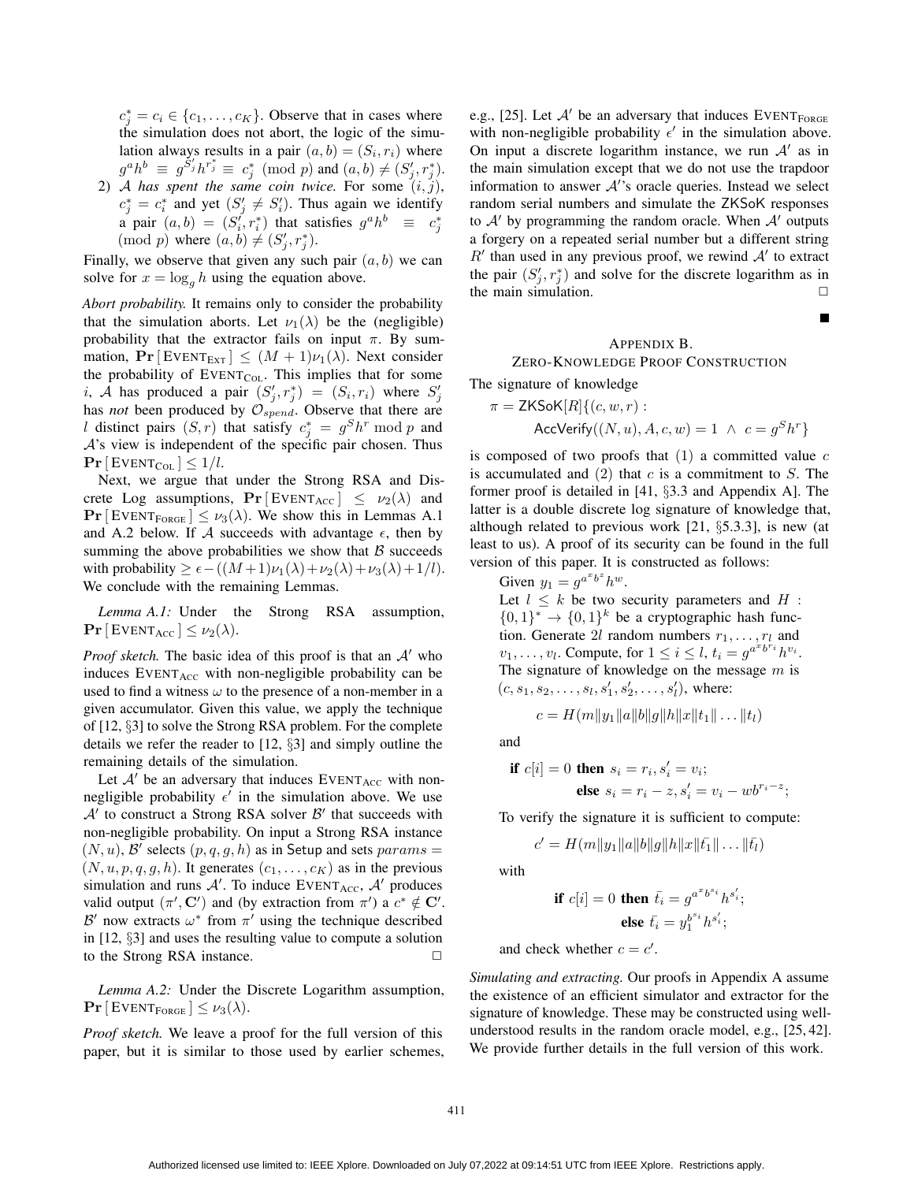$c_j^* = c_i \in \{c_1, \ldots, c_K\}$. Observe that in cases where the simulation does not abort, the logic of the simulation always results in a pair $(a, b) = (S_i, r_i)$ where $g^a h^b \equiv g^{S'_j} h^{r_j^*} \equiv c_j^* \pmod{p}$ and $(a, b) \neq (S'_j, r_j^*)$.

2) *$\mathcal{A}$ has spent the same coin twice.* For some $(i, j)$, $c_j^* = c_i^*$ and yet $(S'_j \neq S'_i)$. Thus again we identify a pair $(a, b) = (S'_i, r_i^*)$ that satisfies $g^a h^b \equiv c_j^* \pmod{p}$ where $(a, b) \neq (S'_j, r_j^*)$.

Finally, we observe that given any such pair $(a, b)$ we can solve for $x = \log_g h$ using the equation above.

*Abort probability.* It remains only to consider the probability that the simulation aborts. Let $\nu_1(\lambda)$ be the (negligible) probability that the extractor fails on input $\pi$. By summation, $\mathbf{Pr}\left[\,\text{EVENT}_{\text{EXT}}\,\right] \leq (M+1)\nu_1(\lambda)$. Next consider the probability of $\text{EVENT}_{\text{COL}}$. This implies that for some $i$, $\mathcal{A}$ has produced a pair $(S'_j, r_j^*) = (S_i, r_i)$ where $S'_j$ has *not* been produced by $\mathcal{O}_{spend}$. Observe that there are $l$ distinct pairs $(S, r)$ that satisfy $c_j^* = g^S h^r \bmod p$ and $\mathcal{A}$'s view is independent of the specific pair chosen. Thus $\mathbf{Pr}\left[\,\text{EVENT}_{\text{COL}}\,\right] \leq 1/l$.

Next, we argue that under the Strong RSA and Discrete Log assumptions, $\mathbf{Pr}\left[\,\text{EVENT}_{\text{ACC}}\,\right] \leq \nu_2(\lambda)$ and $\mathbf{Pr}\left[\,\text{EVENT}_{\text{FORGE}}\,\right] \leq \nu_3(\lambda)$. We show this in Lemmas A.1 and A.2 below. If $\mathcal{A}$ succeeds with advantage $\epsilon$, then by summing the above probabilities we show that $\mathcal{B}$ succeeds with probability $\geq \epsilon - ((M+1)\nu_1(\lambda) + \nu_2(\lambda) + \nu_3(\lambda) + 1/l)$. We conclude with the remaining Lemmas.

*Lemma A.1:* Under the Strong RSA assumption, $\mathbf{Pr}\left[\,\text{EVENT}_{\text{ACC}}\,\right] \leq \nu_2(\lambda)$.

*Proof sketch.* The basic idea of this proof is that an $\mathcal{A}'$ who induces $\text{EVENT}_{\text{ACC}}$ with non-negligible probability can be used to find a witness $\omega$ to the presence of a non-member in a given accumulator. Given this value, we apply the technique of [12, §3] to solve the Strong RSA problem. For the complete details we refer the reader to [12, §3] and simply outline the remaining details of the simulation.

Let $\mathcal{A}'$ be an adversary that induces $\text{EVENT}_{\text{ACC}}$ with non-negligible probability $\epsilon'$ in the simulation above. We use $\mathcal{A}'$ to construct a Strong RSA solver $\mathcal{B}'$ that succeeds with non-negligible probability. On input a Strong RSA instance $(N, u)$, $\mathcal{B}'$ selects $(p, q, g, h)$ as in Setup and sets $params = (N, u, p, q, g, h)$. It generates $(c_1, \ldots, c_K)$ as in the previous simulation and runs $\mathcal{A}'$. To induce $\text{EVENT}_{\text{ACC}}$, $\mathcal{A}'$ produces valid output $(\pi', \mathbf{C}')$ and (by extraction from $\pi'$) a $c^* \notin \mathbf{C}'$. $\mathcal{B}'$ now extracts $\omega^*$ from $\pi'$ using the technique described in [12, §3] and uses the resulting value to compute a solution to the Strong RSA instance. □

*Lemma A.2:* Under the Discrete Logarithm assumption, $\mathbf{Pr}\left[\,\text{EVENT}_{\text{FORGE}}\,\right] \leq \nu_3(\lambda)$.

*Proof sketch.* We leave a proof for the full version of this paper, but it is similar to those used by earlier schemes, e.g., [25]. Let $\mathcal{A}'$ be an adversary that induces $\text{EVENT}_{\text{FORGE}}$ with non-negligible probability $\epsilon'$ in the simulation above. On input a discrete logarithm instance, we run $\mathcal{A}'$ as in the main simulation except that we do not use the trapdoor information to answer $\mathcal{A}'$'s oracle queries. Instead we select random serial numbers and simulate the ZKSoK responses to $\mathcal{A}'$ by programming the random oracle. When $\mathcal{A}'$ outputs a forgery on a repeated serial number but a different string $R'$ than used in any previous proof, we rewind $\mathcal{A}'$ to extract the pair $(S'_j, r_j^*)$ and solve for the discrete logarithm as in the main simulation. □

■

## APPENDIX B. ZERO-KNOWLEDGE PROOF CONSTRUCTION

The signature of knowledge

$$\pi = \mathsf{ZKSoK}[R]\{(c, w, r) : \mathsf{AccVerify}((N, u), A, c, w) = 1 \ \land \ c = g^S h^r\}$$

is composed of two proofs that (1) a committed value $c$ is accumulated and (2) that $c$ is a commitment to $S$. The former proof is detailed in [41, §3.3 and Appendix A]. The latter is a double discrete log signature of knowledge that, although related to previous work [21, §5.3.3], is new (at least to us). A proof of its security can be found in the full version of this paper. It is constructed as follows:

Given $y_1 = g^{a^x b^z} h^w$.

Let $l \leq k$ be two security parameters and $H : \{0,1\}^* \rightarrow \{0,1\}^k$ be a cryptographic hash function. Generate $2l$ random numbers $r_1, \ldots, r_l$ and $v_1, \ldots, v_l$. Compute, for $1 \leq i \leq l$, $t_i = g^{a^x b^{r_i}} h^{v_i}$. The signature of knowledge on the message $m$ is $(c, s_1, s_2, \ldots, s_l, s'_1, s'_2, \ldots, s'_l)$, where:

$$c = H(m \| y_1 \| a \| b \| g \| h \| x \| t_1 \| \ldots \| t_l)$$

and

$$\textbf{if } c[i] = 0 \textbf{ then } s_i = r_i, s'_i = v_i;$$
$$\textbf{else } s_i = r_i - z, s'_i = v_i - w b^{r_i - z};$$

To verify the signature it is sufficient to compute:

$$c' = H(m \| y_1 \| a \| b \| g \| h \| x \| \bar{t_1} \| \ldots \| \bar{t_l})$$

with

$$\textbf{if } c[i] = 0 \textbf{ then } \bar{t_i} = g^{a^x b^{s_i}} h^{s'_i};$$
$$\textbf{else } \bar{t_i} = y_1^{b^{s_i}} h^{s'_i};$$

and check whether $c = c'$.

*Simulating and extracting.* Our proofs in Appendix A assume the existence of an efficient simulator and extractor for the signature of knowledge. These may be constructed using well-understood results in the random oracle model, e.g., [25, 42]. We provide further details in the full version of this work.